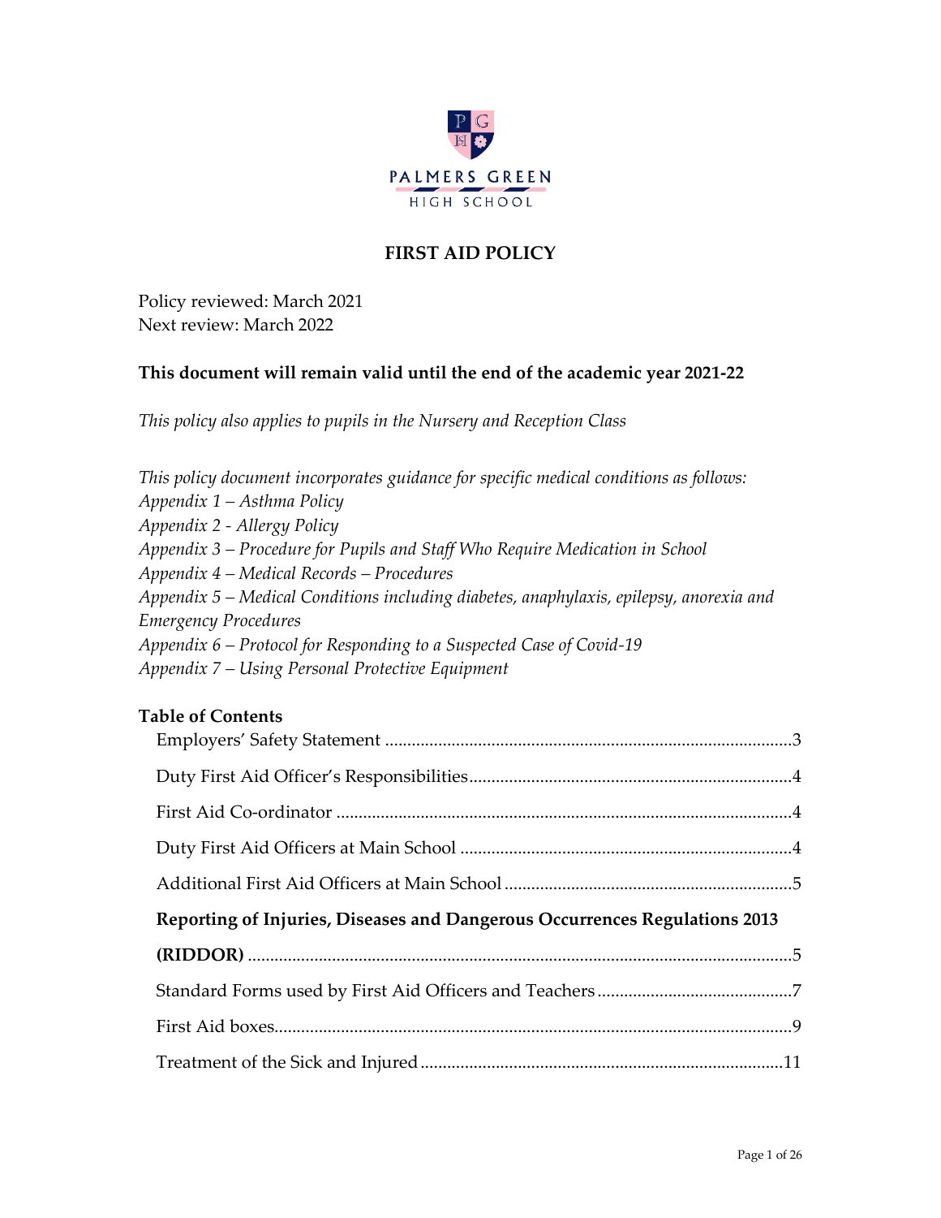PALMERS GREEN

HIGH SCHOOL

# FIRST AID POLICY

Policy reviewed: March 2021
Next review: March 2022

**This document will remain valid until the end of the academic year 2021-22**

*This policy also applies to pupils in the Nursery and Reception Class*

*This policy document incorporates guidance for specific medical conditions as follows:*
*Appendix 1 – Asthma Policy*
*Appendix 2 - Allergy Policy*
*Appendix 3 – Procedure for Pupils and Staff Who Require Medication in School*
*Appendix 4 – Medical Records – Procedures*
*Appendix 5 – Medical Conditions including diabetes, anaphylaxis, epilepsy, anorexia and Emergency Procedures*
*Appendix 6 – Protocol for Responding to a Suspected Case of Covid-19*
*Appendix 7 – Using Personal Protective Equipment*

## Table of Contents

Employers' Safety Statement ........................................................................................3

Duty First Aid Officer's Responsibilities........................................................................4

First Aid Co-ordinator ......................................................................................................4

Duty First Aid Officers at Main School ..........................................................................4

Additional First Aid Officers at Main School ................................................................5

**Reporting of Injuries, Diseases and Dangerous Occurrences Regulations 2013 (RIDDOR)** ..........................................................................................................5

Standard Forms used by First Aid Officers and Teachers ............................................7

First Aid boxes....................................................................................................................9

Treatment of the Sick and Injured .................................................................................11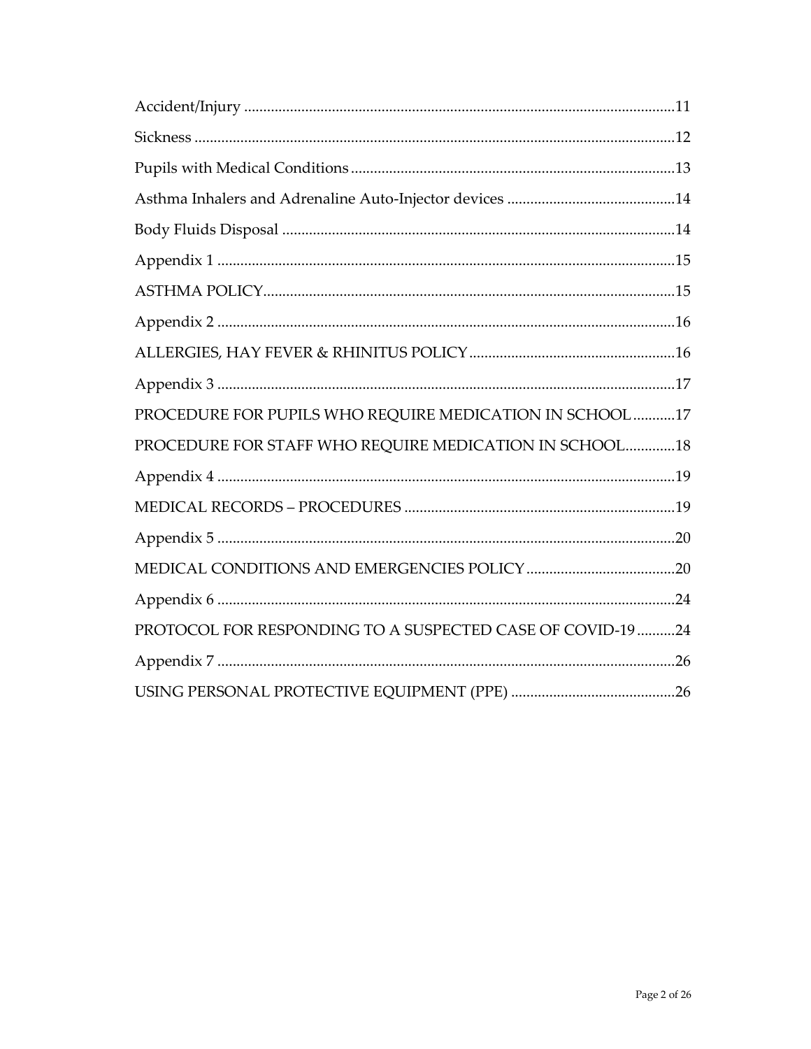Accident/Injury ....................................................................................................11

Sickness ..............................................................................................................12

Pupils with Medical Conditions .........................................................................13

Asthma Inhalers and Adrenaline Auto-Injector devices ....................................14

Body Fluids Disposal ..........................................................................................14

Appendix 1 ..........................................................................................................15

ASTHMA POLICY................................................................................................15

Appendix 2 ..........................................................................................................16

ALLERGIES, HAY FEVER & RHINITUS POLICY ..........................................16

Appendix 3 ..........................................................................................................17

PROCEDURE FOR PUPILS WHO REQUIRE MEDICATION IN SCHOOL ...........17

PROCEDURE FOR STAFF WHO REQUIRE MEDICATION IN SCHOOL.............18

Appendix 4 ..........................................................................................................19

MEDICAL RECORDS – PROCEDURES .............................................................19

Appendix 5 ..........................................................................................................20

MEDICAL CONDITIONS AND EMERGENCIES POLICY .................................20

Appendix 6 ..........................................................................................................24

PROTOCOL FOR RESPONDING TO A SUSPECTED CASE OF COVID-19 ..........24

Appendix 7 ..........................................................................................................26

USING PERSONAL PROTECTIVE EQUIPMENT (PPE) ....................................26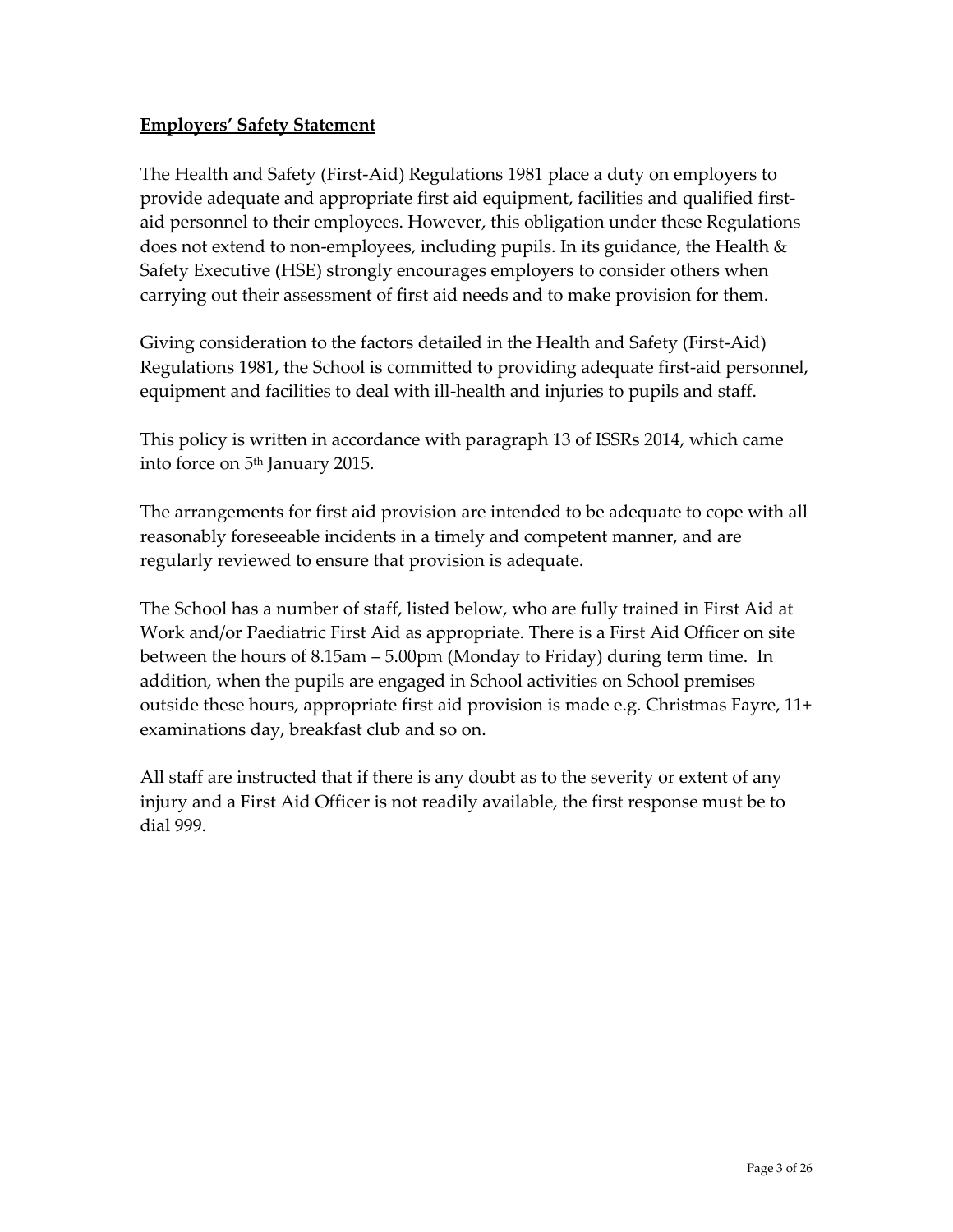**Employers' Safety Statement**

The Health and Safety (First-Aid) Regulations 1981 place a duty on employers to provide adequate and appropriate first aid equipment, facilities and qualified first-aid personnel to their employees. However, this obligation under these Regulations does not extend to non-employees, including pupils. In its guidance, the Health & Safety Executive (HSE) strongly encourages employers to consider others when carrying out their assessment of first aid needs and to make provision for them.

Giving consideration to the factors detailed in the Health and Safety (First-Aid) Regulations 1981, the School is committed to providing adequate first-aid personnel, equipment and facilities to deal with ill-health and injuries to pupils and staff.

This policy is written in accordance with paragraph 13 of ISSRs 2014, which came into force on 5th January 2015.

The arrangements for first aid provision are intended to be adequate to cope with all reasonably foreseeable incidents in a timely and competent manner, and are regularly reviewed to ensure that provision is adequate.

The School has a number of staff, listed below, who are fully trained in First Aid at Work and/or Paediatric First Aid as appropriate. There is a First Aid Officer on site between the hours of 8.15am – 5.00pm (Monday to Friday) during term time. In addition, when the pupils are engaged in School activities on School premises outside these hours, appropriate first aid provision is made e.g. Christmas Fayre, 11+ examinations day, breakfast club and so on.

All staff are instructed that if there is any doubt as to the severity or extent of any injury and a First Aid Officer is not readily available, the first response must be to dial 999.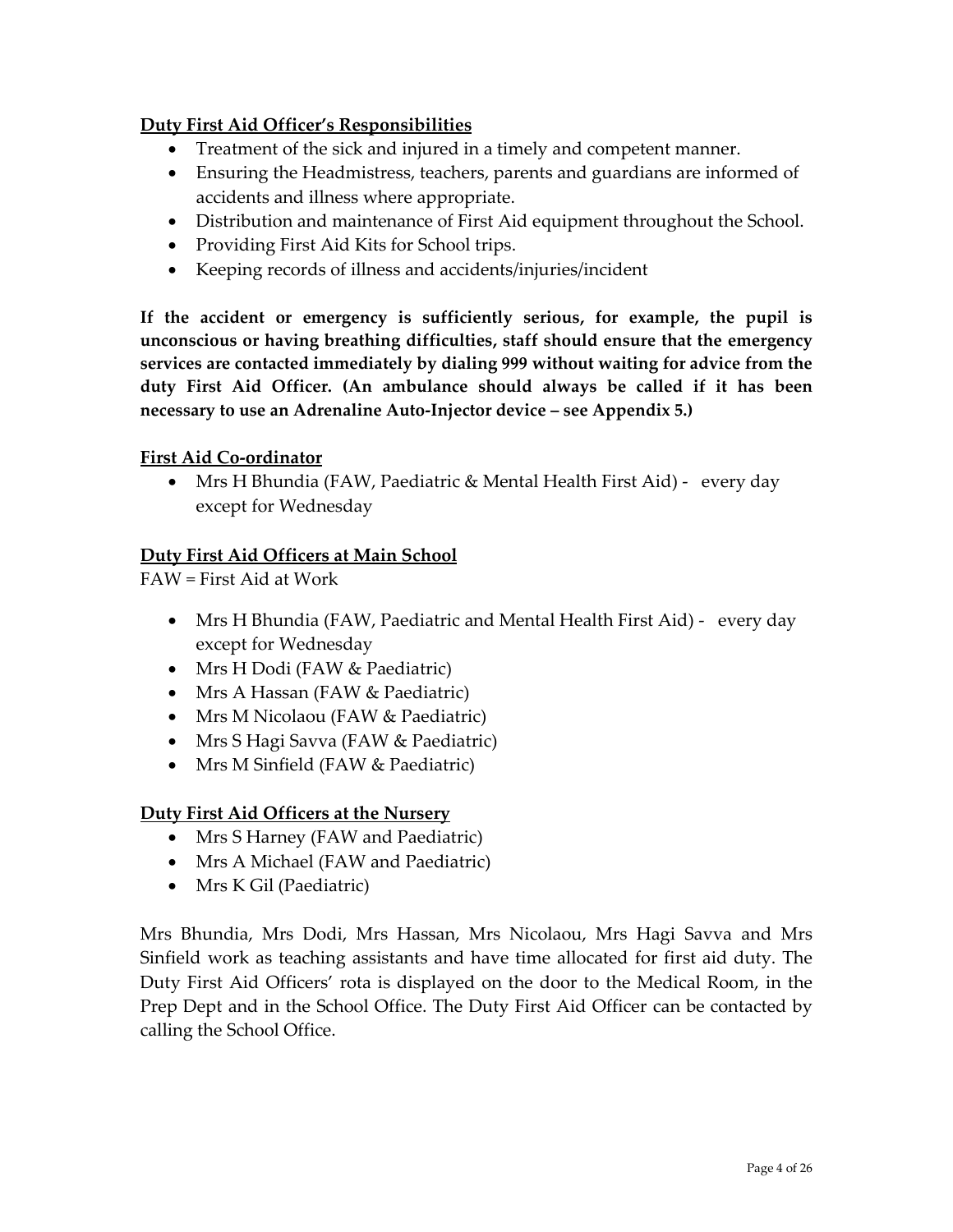**Duty First Aid Officer's Responsibilities**

- Treatment of the sick and injured in a timely and competent manner.
- Ensuring the Headmistress, teachers, parents and guardians are informed of accidents and illness where appropriate.
- Distribution and maintenance of First Aid equipment throughout the School.
- Providing First Aid Kits for School trips.
- Keeping records of illness and accidents/injuries/incident

**If the accident or emergency is sufficiently serious, for example, the pupil is unconscious or having breathing difficulties, staff should ensure that the emergency services are contacted immediately by dialing 999 without waiting for advice from the duty First Aid Officer. (An ambulance should always be called if it has been necessary to use an Adrenaline Auto-Injector device – see Appendix 5.)**

**First Aid Co-ordinator**

- Mrs H Bhundia (FAW, Paediatric & Mental Health First Aid) - every day except for Wednesday

**Duty First Aid Officers at Main School**

FAW = First Aid at Work

- Mrs H Bhundia (FAW, Paediatric and Mental Health First Aid) - every day except for Wednesday
- Mrs H Dodi (FAW & Paediatric)
- Mrs A Hassan (FAW & Paediatric)
- Mrs M Nicolaou (FAW & Paediatric)
- Mrs S Hagi Savva (FAW & Paediatric)
- Mrs M Sinfield (FAW & Paediatric)

**Duty First Aid Officers at the Nursery**

- Mrs S Harney (FAW and Paediatric)
- Mrs A Michael (FAW and Paediatric)
- Mrs K Gil (Paediatric)

Mrs Bhundia, Mrs Dodi, Mrs Hassan, Mrs Nicolaou, Mrs Hagi Savva and Mrs Sinfield work as teaching assistants and have time allocated for first aid duty. The Duty First Aid Officers' rota is displayed on the door to the Medical Room, in the Prep Dept and in the School Office. The Duty First Aid Officer can be contacted by calling the School Office.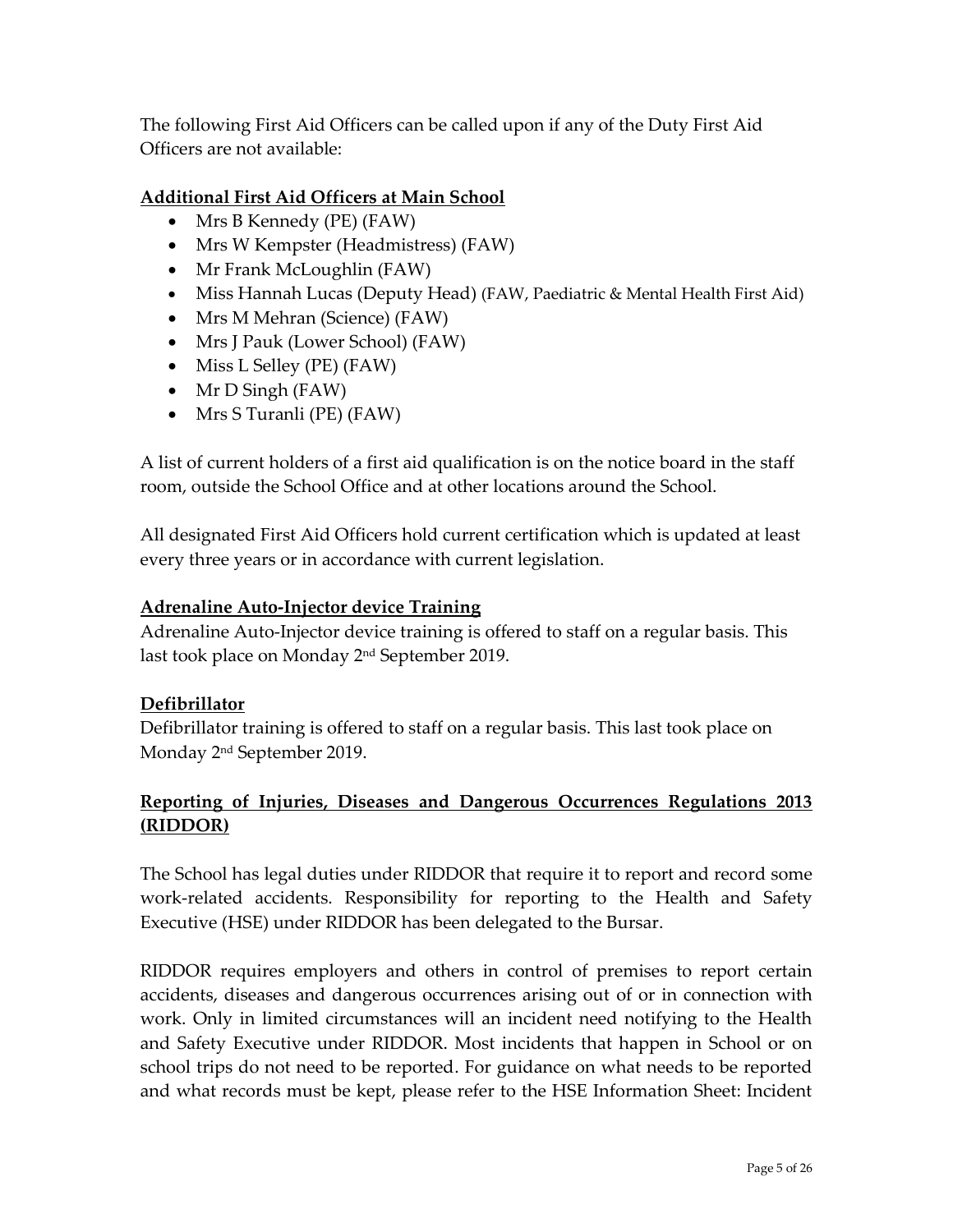The following First Aid Officers can be called upon if any of the Duty First Aid Officers are not available:

**Additional First Aid Officers at Main School**

- Mrs B Kennedy (PE) (FAW)
- Mrs W Kempster (Headmistress) (FAW)
- Mr Frank McLoughlin (FAW)
- Miss Hannah Lucas (Deputy Head) (FAW, Paediatric & Mental Health First Aid)
- Mrs M Mehran (Science) (FAW)
- Mrs J Pauk (Lower School) (FAW)
- Miss L Selley (PE) (FAW)
- Mr D Singh (FAW)
- Mrs S Turanli (PE) (FAW)

A list of current holders of a first aid qualification is on the notice board in the staff room, outside the School Office and at other locations around the School.

All designated First Aid Officers hold current certification which is updated at least every three years or in accordance with current legislation.

**Adrenaline Auto-Injector device Training**

Adrenaline Auto-Injector device training is offered to staff on a regular basis. This last took place on Monday 2nd September 2019.

**Defibrillator**

Defibrillator training is offered to staff on a regular basis. This last took place on Monday 2nd September 2019.

**Reporting of Injuries, Diseases and Dangerous Occurrences Regulations 2013 (RIDDOR)**

The School has legal duties under RIDDOR that require it to report and record some work-related accidents. Responsibility for reporting to the Health and Safety Executive (HSE) under RIDDOR has been delegated to the Bursar.

RIDDOR requires employers and others in control of premises to report certain accidents, diseases and dangerous occurrences arising out of or in connection with work. Only in limited circumstances will an incident need notifying to the Health and Safety Executive under RIDDOR. Most incidents that happen in School or on school trips do not need to be reported. For guidance on what needs to be reported and what records must be kept, please refer to the HSE Information Sheet: Incident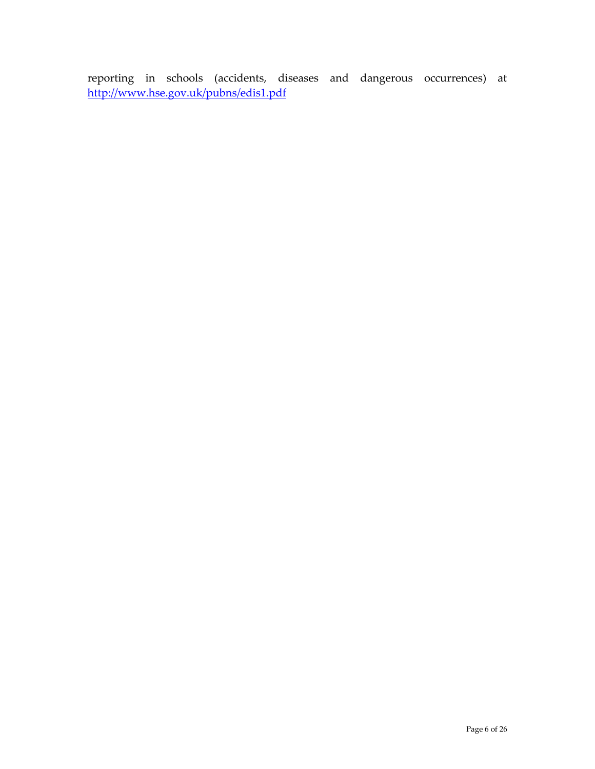reporting in schools (accidents, diseases and dangerous occurrences) at http://www.hse.gov.uk/pubns/edis1.pdf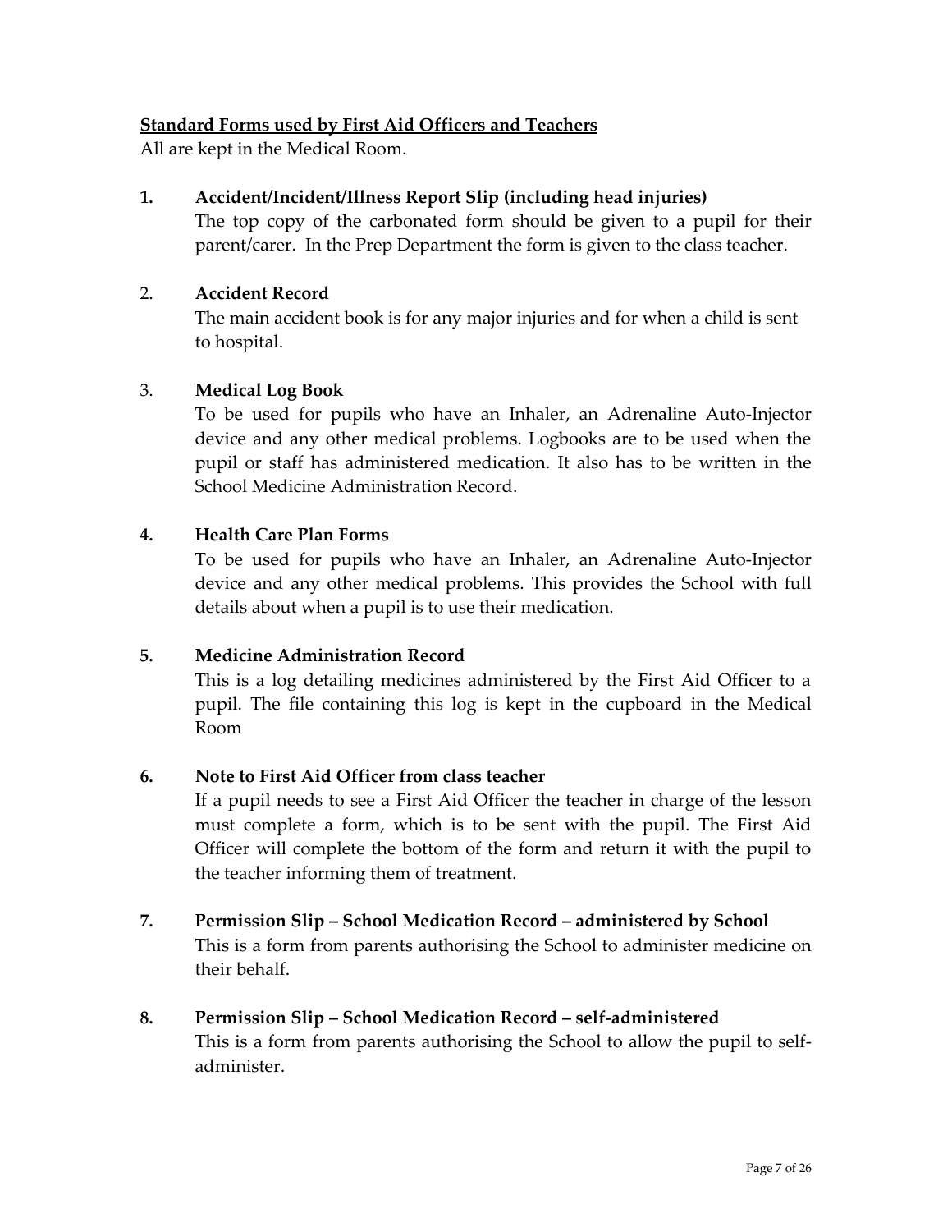**Standard Forms used by First Aid Officers and Teachers**

All are kept in the Medical Room.

1. **Accident/Incident/Illness Report Slip (including head injuries)**
   The top copy of the carbonated form should be given to a pupil for their parent/carer. In the Prep Department the form is given to the class teacher.

2. **Accident Record**
   The main accident book is for any major injuries and for when a child is sent to hospital.

3. **Medical Log Book**
   To be used for pupils who have an Inhaler, an Adrenaline Auto-Injector device and any other medical problems. Logbooks are to be used when the pupil or staff has administered medication. It also has to be written in the School Medicine Administration Record.

4. **Health Care Plan Forms**
   To be used for pupils who have an Inhaler, an Adrenaline Auto-Injector device and any other medical problems. This provides the School with full details about when a pupil is to use their medication.

5. **Medicine Administration Record**
   This is a log detailing medicines administered by the First Aid Officer to a pupil. The file containing this log is kept in the cupboard in the Medical Room

6. **Note to First Aid Officer from class teacher**
   If a pupil needs to see a First Aid Officer the teacher in charge of the lesson must complete a form, which is to be sent with the pupil. The First Aid Officer will complete the bottom of the form and return it with the pupil to the teacher informing them of treatment.

7. **Permission Slip – School Medication Record – administered by School**
   This is a form from parents authorising the School to administer medicine on their behalf.

8. **Permission Slip – School Medication Record – self-administered**
   This is a form from parents authorising the School to allow the pupil to self-administer.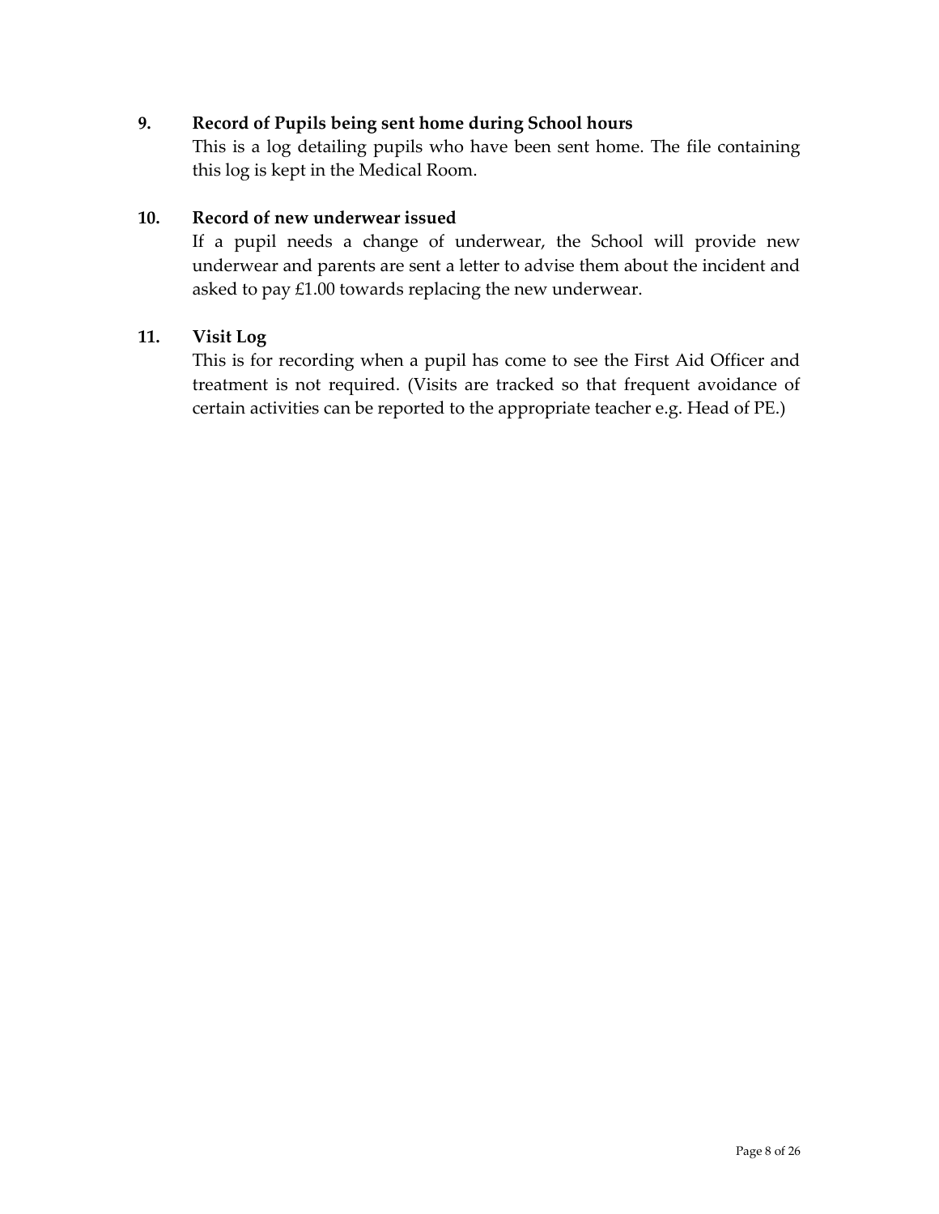**9. Record of Pupils being sent home during School hours**

This is a log detailing pupils who have been sent home. The file containing this log is kept in the Medical Room.

**10. Record of new underwear issued**

If a pupil needs a change of underwear, the School will provide new underwear and parents are sent a letter to advise them about the incident and asked to pay £1.00 towards replacing the new underwear.

**11. Visit Log**

This is for recording when a pupil has come to see the First Aid Officer and treatment is not required. (Visits are tracked so that frequent avoidance of certain activities can be reported to the appropriate teacher e.g. Head of PE.)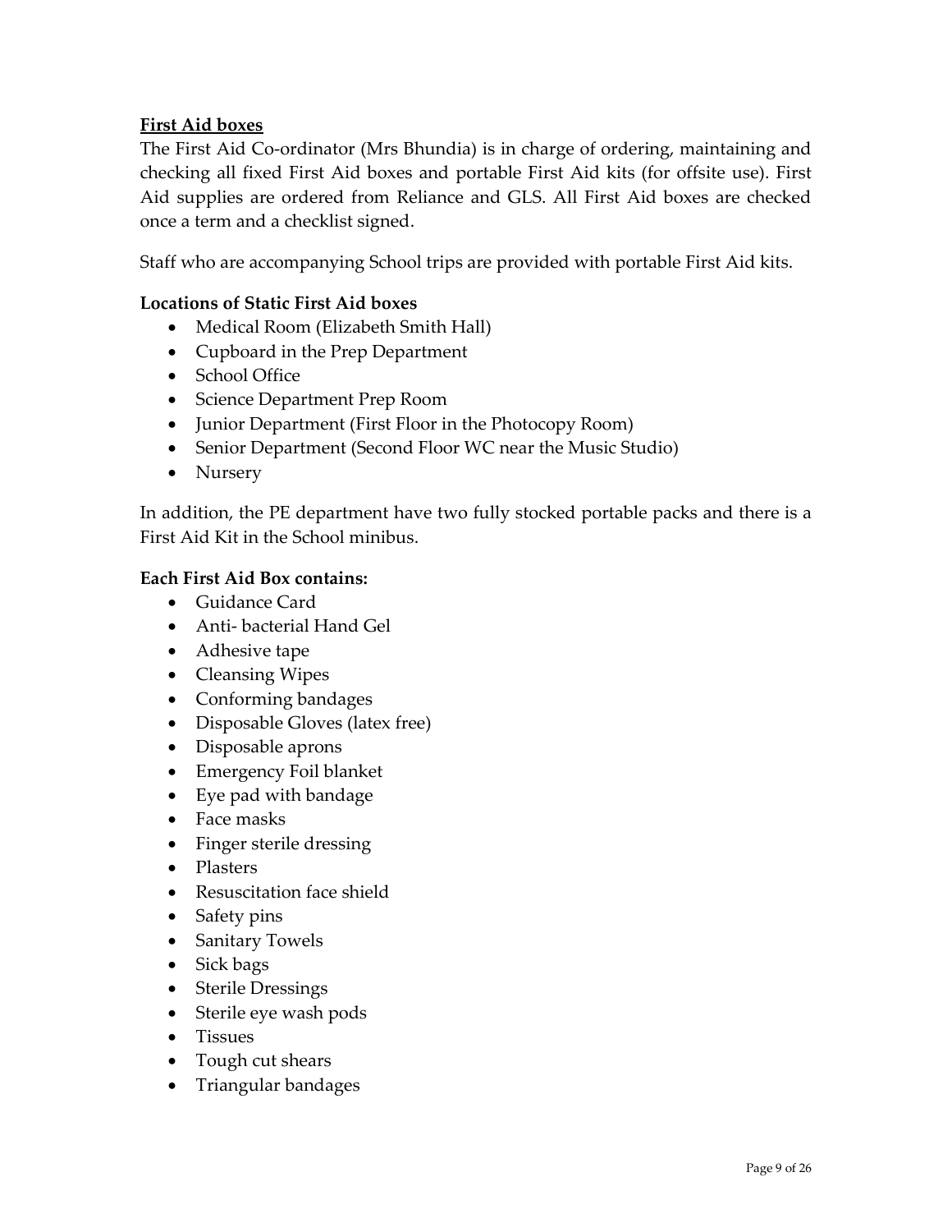## First Aid boxes

The First Aid Co-ordinator (Mrs Bhundia) is in charge of ordering, maintaining and checking all fixed First Aid boxes and portable First Aid kits (for offsite use). First Aid supplies are ordered from Reliance and GLS. All First Aid boxes are checked once a term and a checklist signed.

Staff who are accompanying School trips are provided with portable First Aid kits.

### Locations of Static First Aid boxes

- Medical Room (Elizabeth Smith Hall)
- Cupboard in the Prep Department
- School Office
- Science Department Prep Room
- Junior Department (First Floor in the Photocopy Room)
- Senior Department (Second Floor WC near the Music Studio)
- Nursery

In addition, the PE department have two fully stocked portable packs and there is a First Aid Kit in the School minibus.

### Each First Aid Box contains:

- Guidance Card
- Anti- bacterial Hand Gel
- Adhesive tape
- Cleansing Wipes
- Conforming bandages
- Disposable Gloves (latex free)
- Disposable aprons
- Emergency Foil blanket
- Eye pad with bandage
- Face masks
- Finger sterile dressing
- Plasters
- Resuscitation face shield
- Safety pins
- Sanitary Towels
- Sick bags
- Sterile Dressings
- Sterile eye wash pods
- Tissues
- Tough cut shears
- Triangular bandages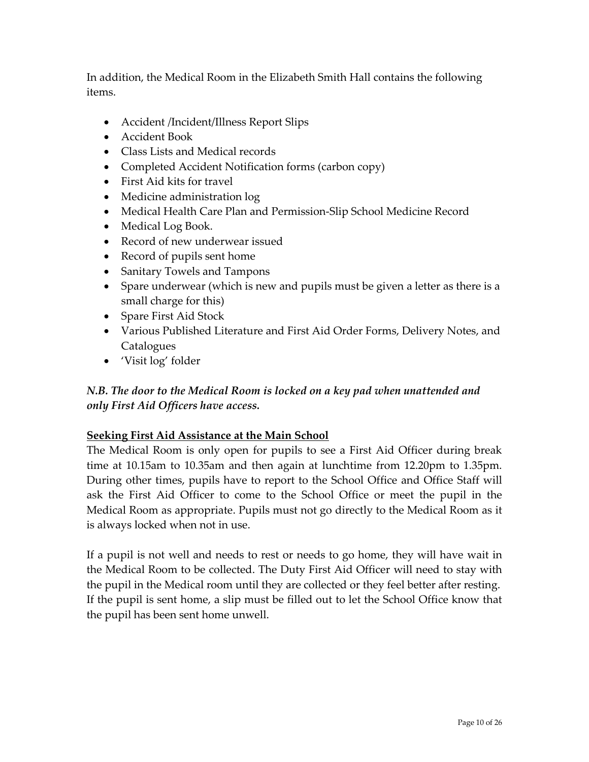In addition, the Medical Room in the Elizabeth Smith Hall contains the following items.

- Accident /Incident/Illness Report Slips
- Accident Book
- Class Lists and Medical records
- Completed Accident Notification forms (carbon copy)
- First Aid kits for travel
- Medicine administration log
- Medical Health Care Plan and Permission-Slip School Medicine Record
- Medical Log Book.
- Record of new underwear issued
- Record of pupils sent home
- Sanitary Towels and Tampons
- Spare underwear (which is new and pupils must be given a letter as there is a small charge for this)
- Spare First Aid Stock
- Various Published Literature and First Aid Order Forms, Delivery Notes, and Catalogues
- 'Visit log' folder

***N.B. The door to the Medical Room is locked on a key pad when unattended and only First Aid Officers have access.***

**Seeking First Aid Assistance at the Main School**

The Medical Room is only open for pupils to see a First Aid Officer during break time at 10.15am to 10.35am and then again at lunchtime from 12.20pm to 1.35pm. During other times, pupils have to report to the School Office and Office Staff will ask the First Aid Officer to come to the School Office or meet the pupil in the Medical Room as appropriate. Pupils must not go directly to the Medical Room as it is always locked when not in use.

If a pupil is not well and needs to rest or needs to go home, they will have wait in the Medical Room to be collected. The Duty First Aid Officer will need to stay with the pupil in the Medical room until they are collected or they feel better after resting. If the pupil is sent home, a slip must be filled out to let the School Office know that the pupil has been sent home unwell.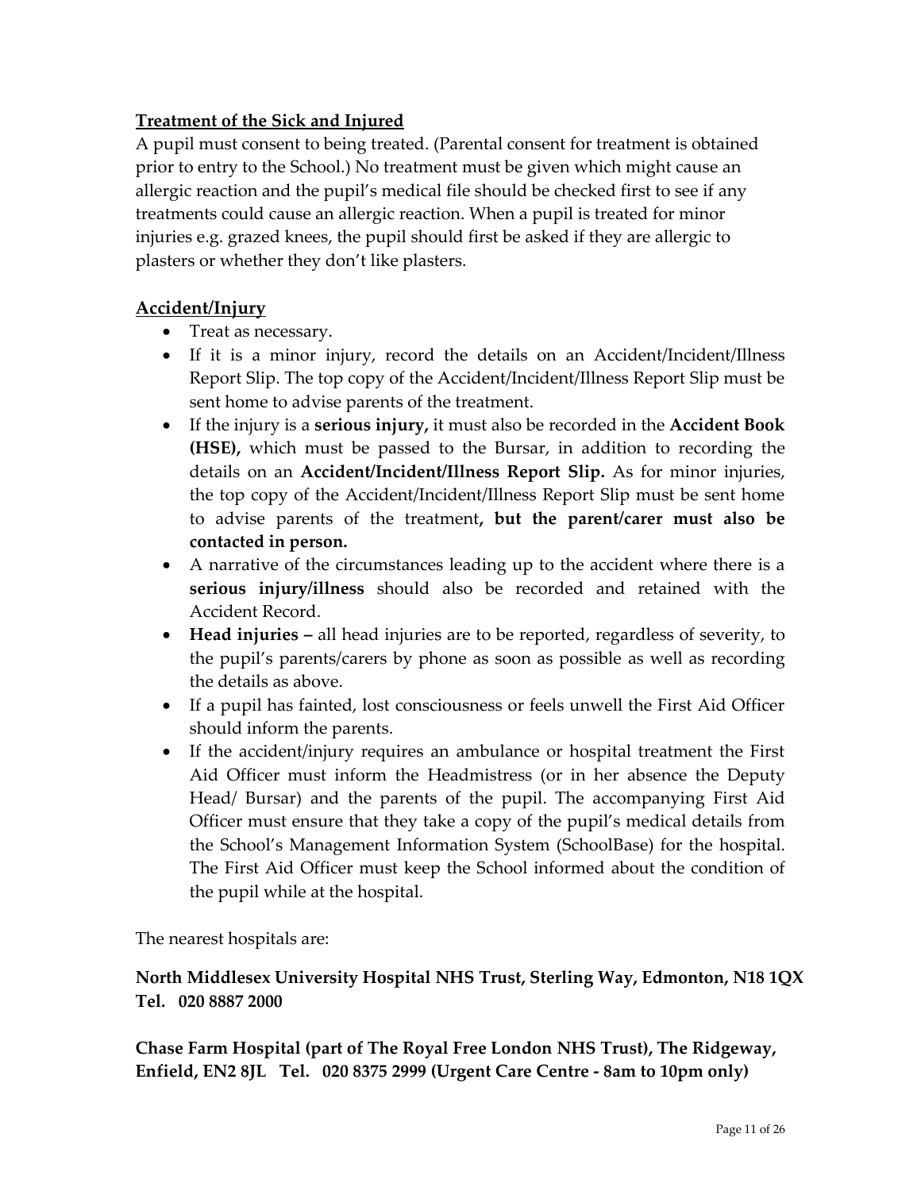## Treatment of the Sick and Injured

A pupil must consent to being treated. (Parental consent for treatment is obtained prior to entry to the School.) No treatment must be given which might cause an allergic reaction and the pupil's medical file should be checked first to see if any treatments could cause an allergic reaction. When a pupil is treated for minor injuries e.g. grazed knees, the pupil should first be asked if they are allergic to plasters or whether they don't like plasters.

## Accident/Injury

- Treat as necessary.
- If it is a minor injury, record the details on an Accident/Incident/Illness Report Slip. The top copy of the Accident/Incident/Illness Report Slip must be sent home to advise parents of the treatment.
- If the injury is a **serious injury,** it must also be recorded in the **Accident Book (HSE),** which must be passed to the Bursar, in addition to recording the details on an **Accident/Incident/Illness Report Slip.** As for minor injuries, the top copy of the Accident/Incident/Illness Report Slip must be sent home to advise parents of the treatment**, but the parent/carer must also be contacted in person.**
- A narrative of the circumstances leading up to the accident where there is a **serious injury/illness** should also be recorded and retained with the Accident Record.
- **Head injuries –** all head injuries are to be reported, regardless of severity, to the pupil's parents/carers by phone as soon as possible as well as recording the details as above.
- If a pupil has fainted, lost consciousness or feels unwell the First Aid Officer should inform the parents.
- If the accident/injury requires an ambulance or hospital treatment the First Aid Officer must inform the Headmistress (or in her absence the Deputy Head/ Bursar) and the parents of the pupil. The accompanying First Aid Officer must ensure that they take a copy of the pupil's medical details from the School's Management Information System (SchoolBase) for the hospital. The First Aid Officer must keep the School informed about the condition of the pupil while at the hospital.

The nearest hospitals are:

**North Middlesex University Hospital NHS Trust, Sterling Way, Edmonton, N18 1QX Tel. 020 8887 2000**

**Chase Farm Hospital (part of The Royal Free London NHS Trust), The Ridgeway, Enfield, EN2 8JL Tel. 020 8375 2999 (Urgent Care Centre - 8am to 10pm only)**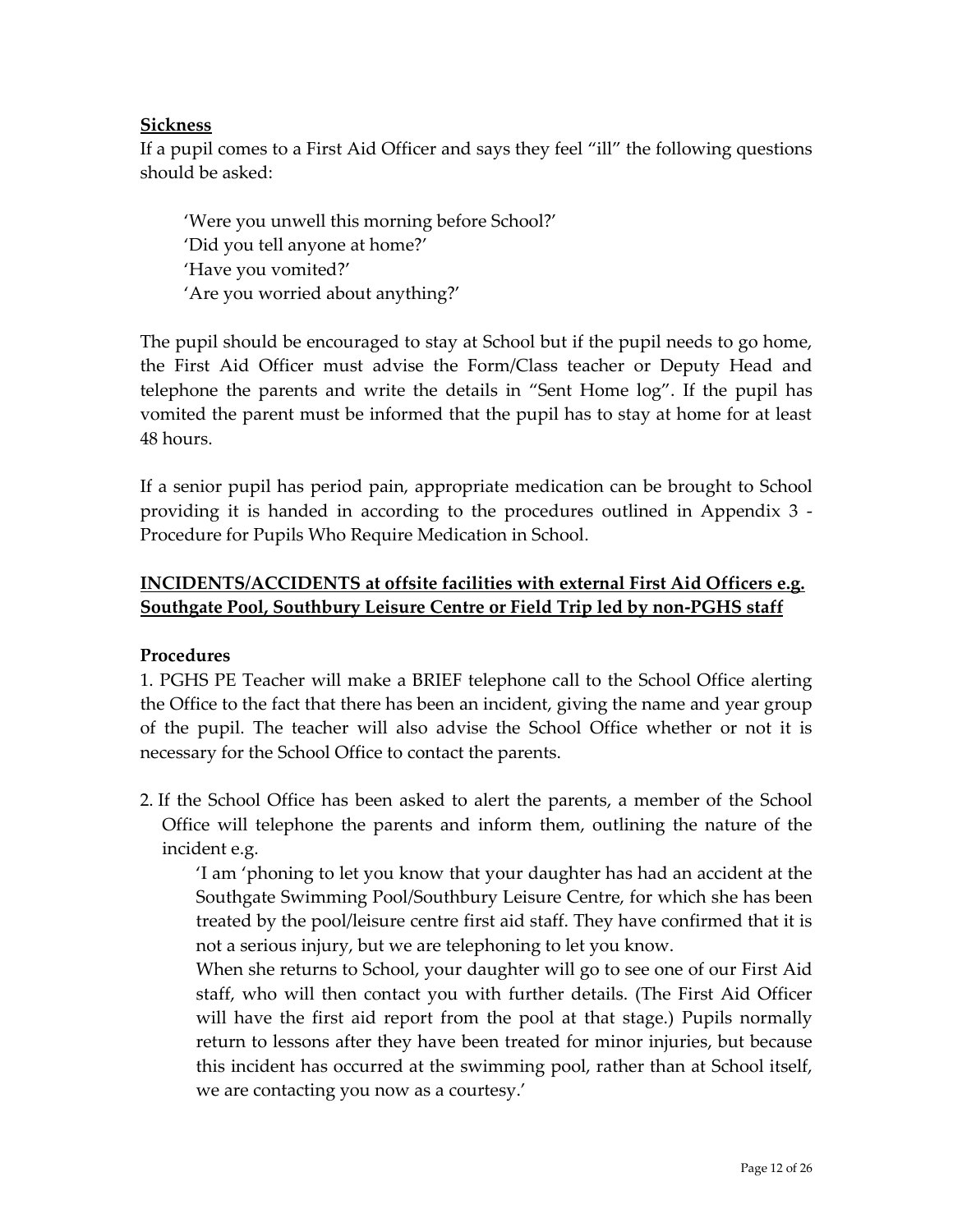**Sickness**

If a pupil comes to a First Aid Officer and says they feel "ill" the following questions should be asked:

> 'Were you unwell this morning before School?'
> 'Did you tell anyone at home?'
> 'Have you vomited?'
> 'Are you worried about anything?'

The pupil should be encouraged to stay at School but if the pupil needs to go home, the First Aid Officer must advise the Form/Class teacher or Deputy Head and telephone the parents and write the details in "Sent Home log". If the pupil has vomited the parent must be informed that the pupil has to stay at home for at least 48 hours.

If a senior pupil has period pain, appropriate medication can be brought to School providing it is handed in according to the procedures outlined in Appendix 3 - Procedure for Pupils Who Require Medication in School.

**INCIDENTS/ACCIDENTS at offsite facilities with external First Aid Officers e.g. Southgate Pool, Southbury Leisure Centre or Field Trip led by non-PGHS staff**

**Procedures**

1. PGHS PE Teacher will make a BRIEF telephone call to the School Office alerting the Office to the fact that there has been an incident, giving the name and year group of the pupil. The teacher will also advise the School Office whether or not it is necessary for the School Office to contact the parents.

2. If the School Office has been asked to alert the parents, a member of the School Office will telephone the parents and inform them, outlining the nature of the incident e.g.

   'I am 'phoning to let you know that your daughter has had an accident at the Southgate Swimming Pool/Southbury Leisure Centre, for which she has been treated by the pool/leisure centre first aid staff. They have confirmed that it is not a serious injury, but we are telephoning to let you know.
   When she returns to School, your daughter will go to see one of our First Aid staff, who will then contact you with further details. (The First Aid Officer will have the first aid report from the pool at that stage.) Pupils normally return to lessons after they have been treated for minor injuries, but because this incident has occurred at the swimming pool, rather than at School itself, we are contacting you now as a courtesy.'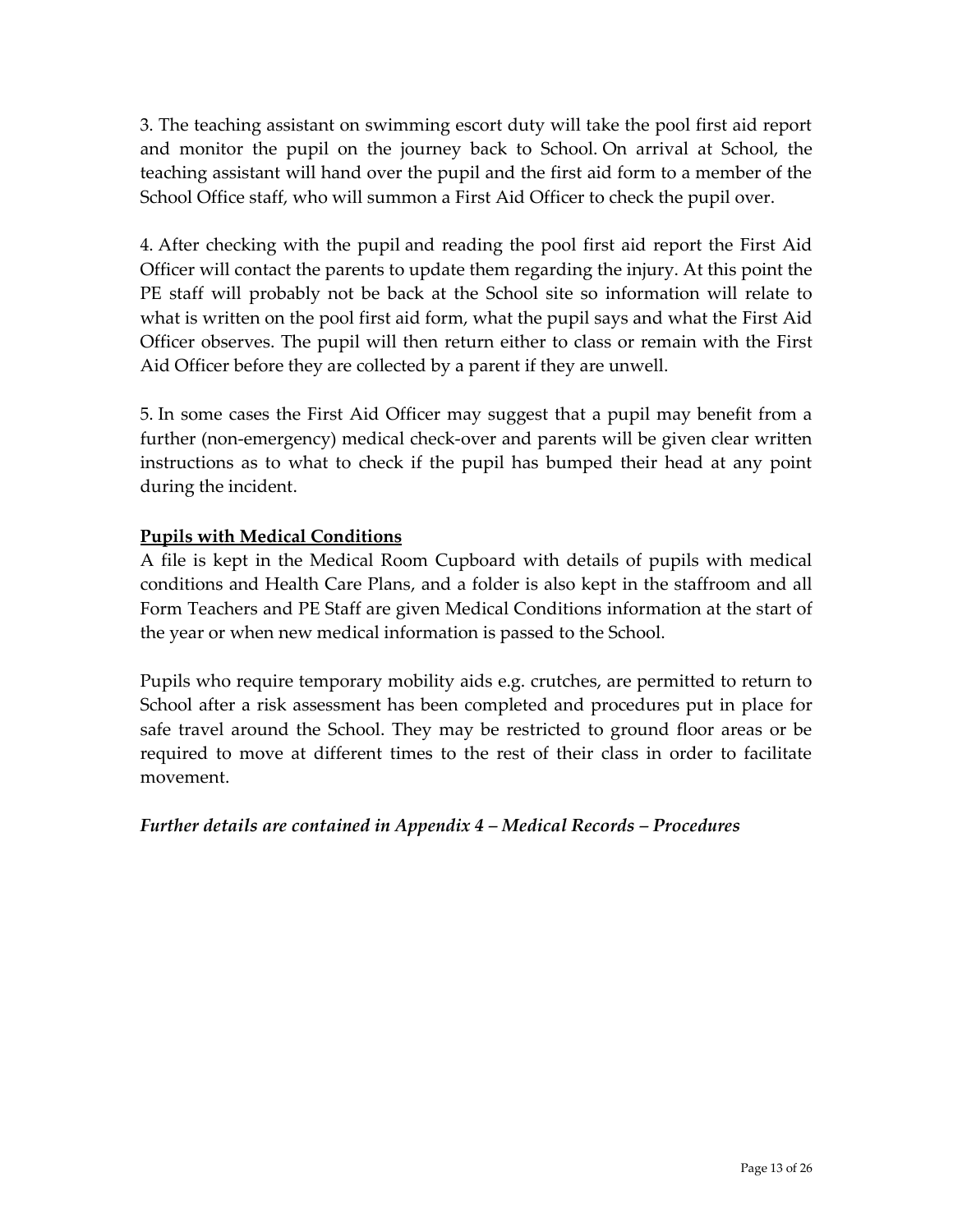3. The teaching assistant on swimming escort duty will take the pool first aid report and monitor the pupil on the journey back to School. On arrival at School, the teaching assistant will hand over the pupil and the first aid form to a member of the School Office staff, who will summon a First Aid Officer to check the pupil over.

4. After checking with the pupil and reading the pool first aid report the First Aid Officer will contact the parents to update them regarding the injury. At this point the PE staff will probably not be back at the School site so information will relate to what is written on the pool first aid form, what the pupil says and what the First Aid Officer observes. The pupil will then return either to class or remain with the First Aid Officer before they are collected by a parent if they are unwell.

5. In some cases the First Aid Officer may suggest that a pupil may benefit from a further (non-emergency) medical check-over and parents will be given clear written instructions as to what to check if the pupil has bumped their head at any point during the incident.

**Pupils with Medical Conditions**

A file is kept in the Medical Room Cupboard with details of pupils with medical conditions and Health Care Plans, and a folder is also kept in the staffroom and all Form Teachers and PE Staff are given Medical Conditions information at the start of the year or when new medical information is passed to the School.

Pupils who require temporary mobility aids e.g. crutches, are permitted to return to School after a risk assessment has been completed and procedures put in place for safe travel around the School. They may be restricted to ground floor areas or be required to move at different times to the rest of their class in order to facilitate movement.

***Further details are contained in Appendix 4 – Medical Records – Procedures***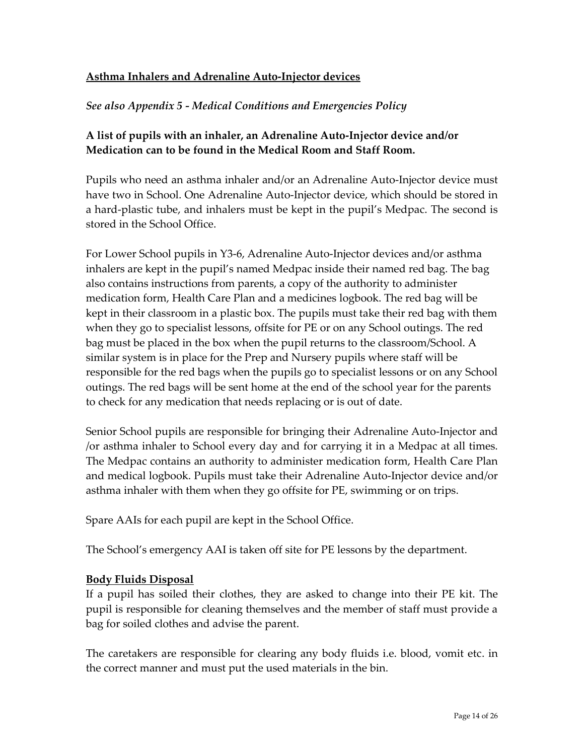## <u>Asthma Inhalers and Adrenaline Auto-Injector devices</u>

*See also Appendix 5 - Medical Conditions and Emergencies Policy*

**A list of pupils with an inhaler, an Adrenaline Auto-Injector device and/or Medication can to be found in the Medical Room and Staff Room.**

Pupils who need an asthma inhaler and/or an Adrenaline Auto-Injector device must have two in School. One Adrenaline Auto-Injector device, which should be stored in a hard-plastic tube, and inhalers must be kept in the pupil's Medpac. The second is stored in the School Office.

For Lower School pupils in Y3-6, Adrenaline Auto-Injector devices and/or asthma inhalers are kept in the pupil's named Medpac inside their named red bag. The bag also contains instructions from parents, a copy of the authority to administer medication form, Health Care Plan and a medicines logbook. The red bag will be kept in their classroom in a plastic box. The pupils must take their red bag with them when they go to specialist lessons, offsite for PE or on any School outings. The red bag must be placed in the box when the pupil returns to the classroom/School. A similar system is in place for the Prep and Nursery pupils where staff will be responsible for the red bags when the pupils go to specialist lessons or on any School outings. The red bags will be sent home at the end of the school year for the parents to check for any medication that needs replacing or is out of date.

Senior School pupils are responsible for bringing their Adrenaline Auto-Injector and /or asthma inhaler to School every day and for carrying it in a Medpac at all times. The Medpac contains an authority to administer medication form, Health Care Plan and medical logbook. Pupils must take their Adrenaline Auto-Injector device and/or asthma inhaler with them when they go offsite for PE, swimming or on trips.

Spare AAIs for each pupil are kept in the School Office.

The School's emergency AAI is taken off site for PE lessons by the department.

## <u>Body Fluids Disposal</u>

If a pupil has soiled their clothes, they are asked to change into their PE kit. The pupil is responsible for cleaning themselves and the member of staff must provide a bag for soiled clothes and advise the parent.

The caretakers are responsible for clearing any body fluids i.e. blood, vomit etc. in the correct manner and must put the used materials in the bin.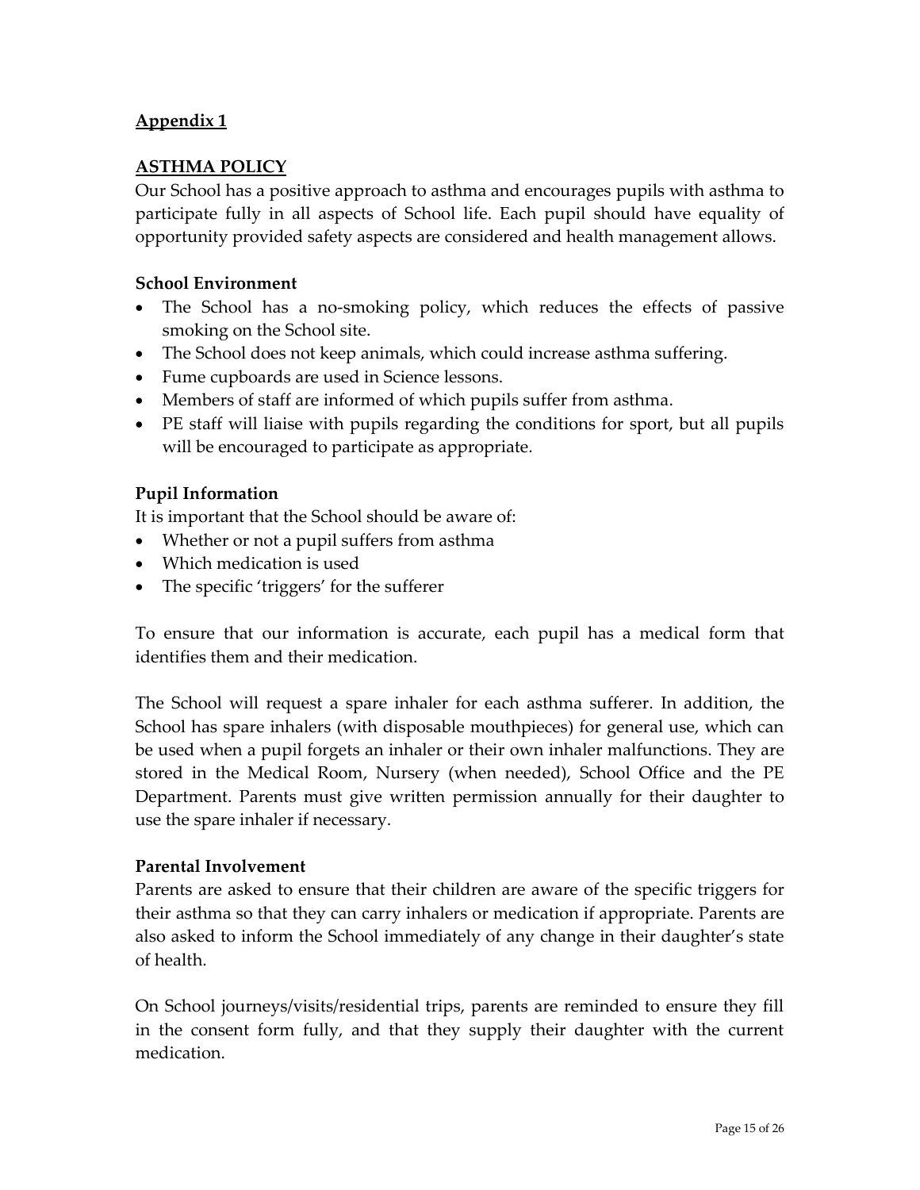## Appendix 1

## ASTHMA POLICY

Our School has a positive approach to asthma and encourages pupils with asthma to participate fully in all aspects of School life. Each pupil should have equality of opportunity provided safety aspects are considered and health management allows.

### School Environment

- The School has a no-smoking policy, which reduces the effects of passive smoking on the School site.
- The School does not keep animals, which could increase asthma suffering.
- Fume cupboards are used in Science lessons.
- Members of staff are informed of which pupils suffer from asthma.
- PE staff will liaise with pupils regarding the conditions for sport, but all pupils will be encouraged to participate as appropriate.

### Pupil Information

It is important that the School should be aware of:

- Whether or not a pupil suffers from asthma
- Which medication is used
- The specific 'triggers' for the sufferer

To ensure that our information is accurate, each pupil has a medical form that identifies them and their medication.

The School will request a spare inhaler for each asthma sufferer. In addition, the School has spare inhalers (with disposable mouthpieces) for general use, which can be used when a pupil forgets an inhaler or their own inhaler malfunctions. They are stored in the Medical Room, Nursery (when needed), School Office and the PE Department. Parents must give written permission annually for their daughter to use the spare inhaler if necessary.

### Parental Involvement

Parents are asked to ensure that their children are aware of the specific triggers for their asthma so that they can carry inhalers or medication if appropriate. Parents are also asked to inform the School immediately of any change in their daughter's state of health.

On School journeys/visits/residential trips, parents are reminded to ensure they fill in the consent form fully, and that they supply their daughter with the current medication.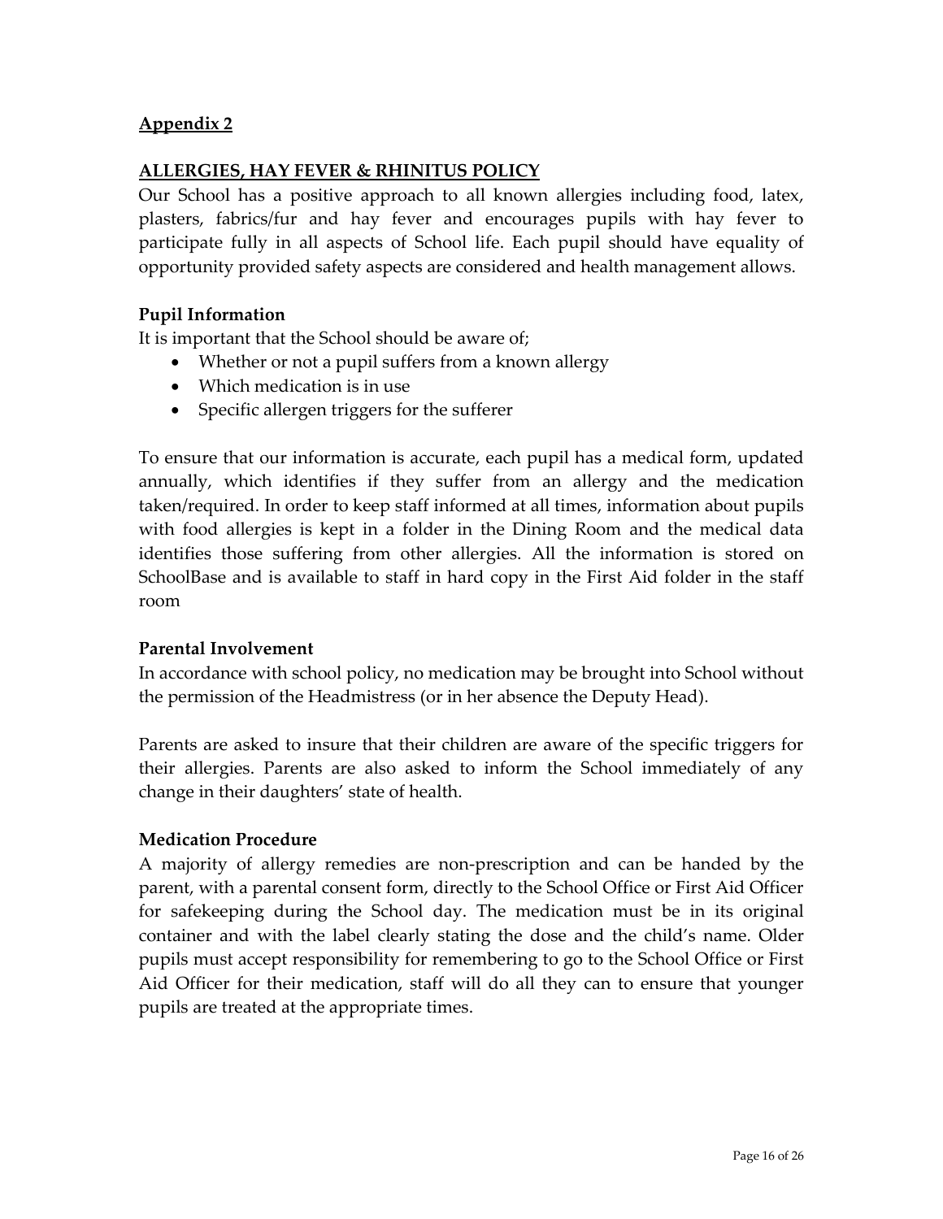## Appendix 2

## ALLERGIES, HAY FEVER & RHINITUS POLICY

Our School has a positive approach to all known allergies including food, latex, plasters, fabrics/fur and hay fever and encourages pupils with hay fever to participate fully in all aspects of School life. Each pupil should have equality of opportunity provided safety aspects are considered and health management allows.

### Pupil Information

It is important that the School should be aware of;

- Whether or not a pupil suffers from a known allergy
- Which medication is in use
- Specific allergen triggers for the sufferer

To ensure that our information is accurate, each pupil has a medical form, updated annually, which identifies if they suffer from an allergy and the medication taken/required. In order to keep staff informed at all times, information about pupils with food allergies is kept in a folder in the Dining Room and the medical data identifies those suffering from other allergies. All the information is stored on SchoolBase and is available to staff in hard copy in the First Aid folder in the staff room

### Parental Involvement

In accordance with school policy, no medication may be brought into School without the permission of the Headmistress (or in her absence the Deputy Head).

Parents are asked to insure that their children are aware of the specific triggers for their allergies. Parents are also asked to inform the School immediately of any change in their daughters' state of health.

### Medication Procedure

A majority of allergy remedies are non-prescription and can be handed by the parent, with a parental consent form, directly to the School Office or First Aid Officer for safekeeping during the School day. The medication must be in its original container and with the label clearly stating the dose and the child's name. Older pupils must accept responsibility for remembering to go to the School Office or First Aid Officer for their medication, staff will do all they can to ensure that younger pupils are treated at the appropriate times.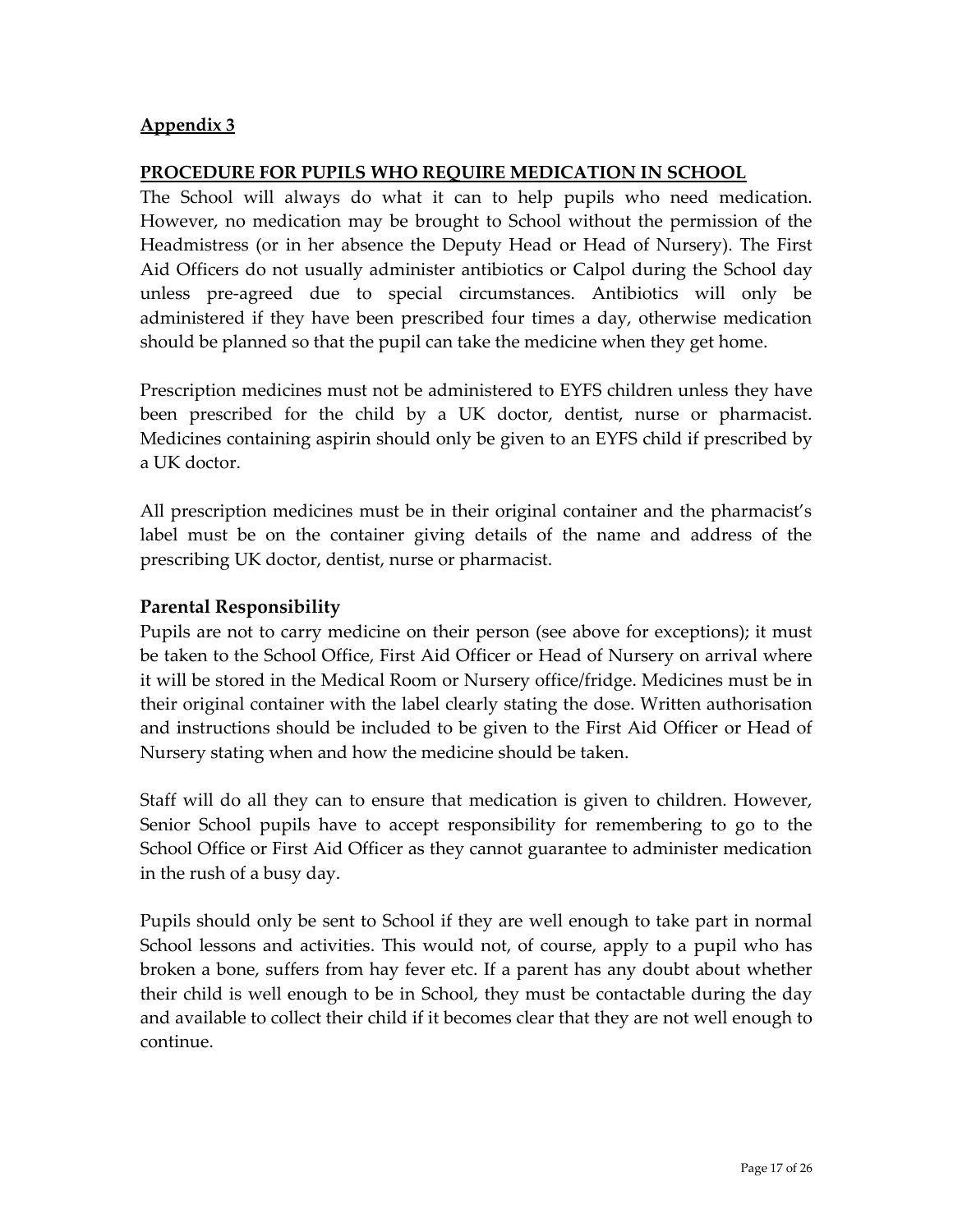## Appendix 3

### PROCEDURE FOR PUPILS WHO REQUIRE MEDICATION IN SCHOOL

The School will always do what it can to help pupils who need medication. However, no medication may be brought to School without the permission of the Headmistress (or in her absence the Deputy Head or Head of Nursery). The First Aid Officers do not usually administer antibiotics or Calpol during the School day unless pre-agreed due to special circumstances. Antibiotics will only be administered if they have been prescribed four times a day, otherwise medication should be planned so that the pupil can take the medicine when they get home.

Prescription medicines must not be administered to EYFS children unless they have been prescribed for the child by a UK doctor, dentist, nurse or pharmacist. Medicines containing aspirin should only be given to an EYFS child if prescribed by a UK doctor.

All prescription medicines must be in their original container and the pharmacist's label must be on the container giving details of the name and address of the prescribing UK doctor, dentist, nurse or pharmacist.

### Parental Responsibility

Pupils are not to carry medicine on their person (see above for exceptions); it must be taken to the School Office, First Aid Officer or Head of Nursery on arrival where it will be stored in the Medical Room or Nursery office/fridge. Medicines must be in their original container with the label clearly stating the dose. Written authorisation and instructions should be included to be given to the First Aid Officer or Head of Nursery stating when and how the medicine should be taken.

Staff will do all they can to ensure that medication is given to children. However, Senior School pupils have to accept responsibility for remembering to go to the School Office or First Aid Officer as they cannot guarantee to administer medication in the rush of a busy day.

Pupils should only be sent to School if they are well enough to take part in normal School lessons and activities. This would not, of course, apply to a pupil who has broken a bone, suffers from hay fever etc. If a parent has any doubt about whether their child is well enough to be in School, they must be contactable during the day and available to collect their child if it becomes clear that they are not well enough to continue.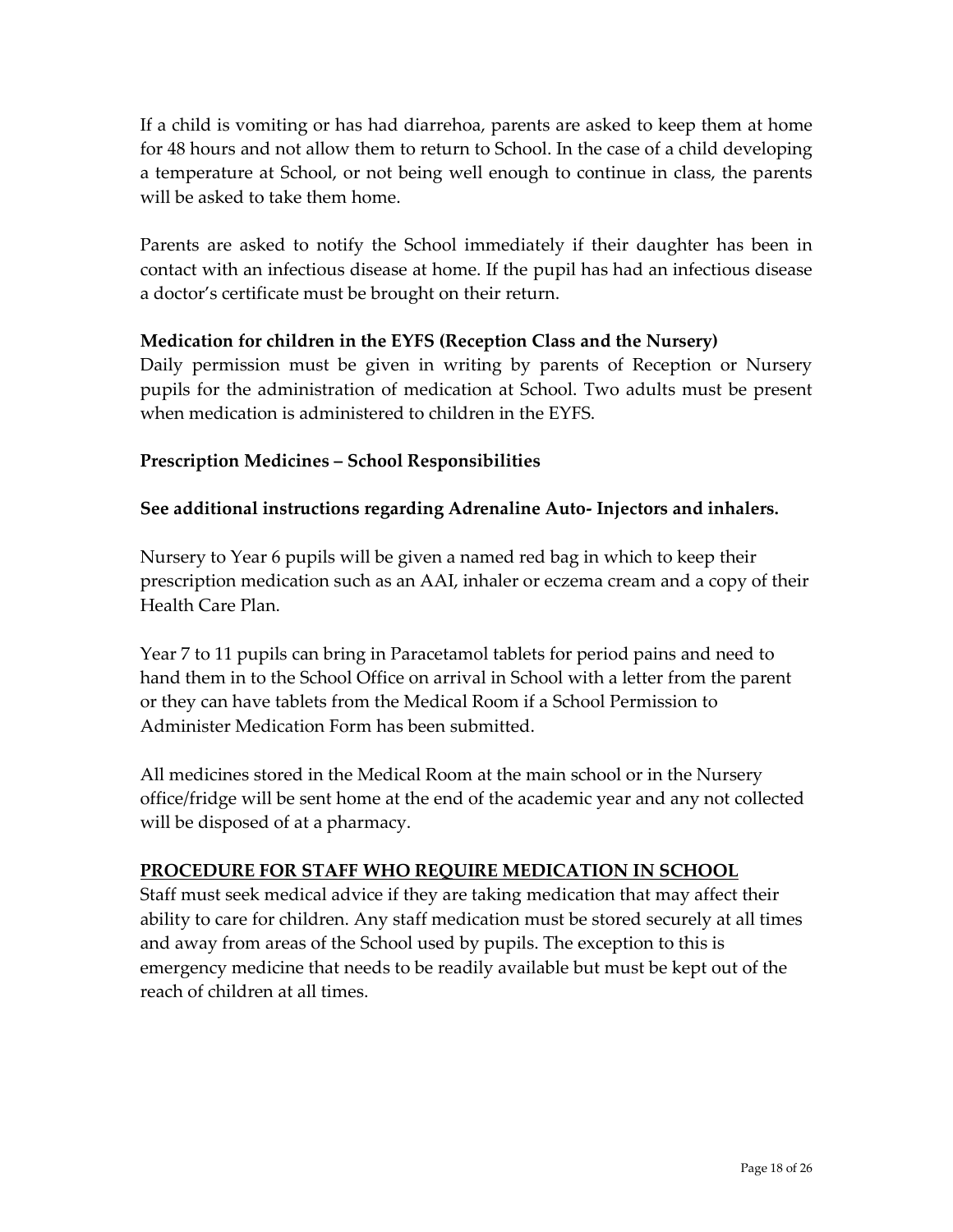If a child is vomiting or has had diarrehoa, parents are asked to keep them at home for 48 hours and not allow them to return to School. In the case of a child developing a temperature at School, or not being well enough to continue in class, the parents will be asked to take them home.

Parents are asked to notify the School immediately if their daughter has been in contact with an infectious disease at home. If the pupil has had an infectious disease a doctor's certificate must be brought on their return.

**Medication for children in the EYFS (Reception Class and the Nursery)**
Daily permission must be given in writing by parents of Reception or Nursery pupils for the administration of medication at School. Two adults must be present when medication is administered to children in the EYFS.

**Prescription Medicines – School Responsibilities**

**See additional instructions regarding Adrenaline Auto- Injectors and inhalers.**

Nursery to Year 6 pupils will be given a named red bag in which to keep their prescription medication such as an AAI, inhaler or eczema cream and a copy of their Health Care Plan.

Year 7 to 11 pupils can bring in Paracetamol tablets for period pains and need to hand them in to the School Office on arrival in School with a letter from the parent or they can have tablets from the Medical Room if a School Permission to Administer Medication Form has been submitted.

All medicines stored in the Medical Room at the main school or in the Nursery office/fridge will be sent home at the end of the academic year and any not collected will be disposed of at a pharmacy.

**PROCEDURE FOR STAFF WHO REQUIRE MEDICATION IN SCHOOL**
Staff must seek medical advice if they are taking medication that may affect their ability to care for children. Any staff medication must be stored securely at all times and away from areas of the School used by pupils. The exception to this is emergency medicine that needs to be readily available but must be kept out of the reach of children at all times.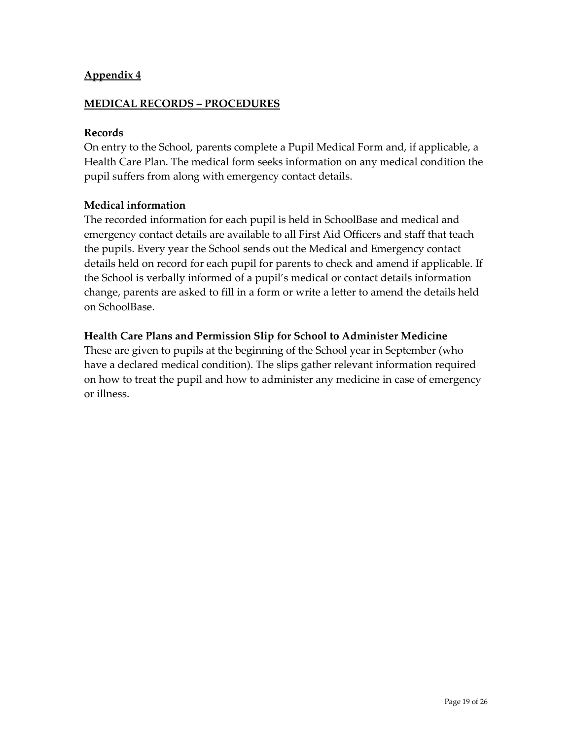## Appendix 4

## MEDICAL RECORDS – PROCEDURES

### Records

On entry to the School, parents complete a Pupil Medical Form and, if applicable, a Health Care Plan. The medical form seeks information on any medical condition the pupil suffers from along with emergency contact details.

### Medical information

The recorded information for each pupil is held in SchoolBase and medical and emergency contact details are available to all First Aid Officers and staff that teach the pupils. Every year the School sends out the Medical and Emergency contact details held on record for each pupil for parents to check and amend if applicable. If the School is verbally informed of a pupil's medical or contact details information change, parents are asked to fill in a form or write a letter to amend the details held on SchoolBase.

### Health Care Plans and Permission Slip for School to Administer Medicine

These are given to pupils at the beginning of the School year in September (who have a declared medical condition). The slips gather relevant information required on how to treat the pupil and how to administer any medicine in case of emergency or illness.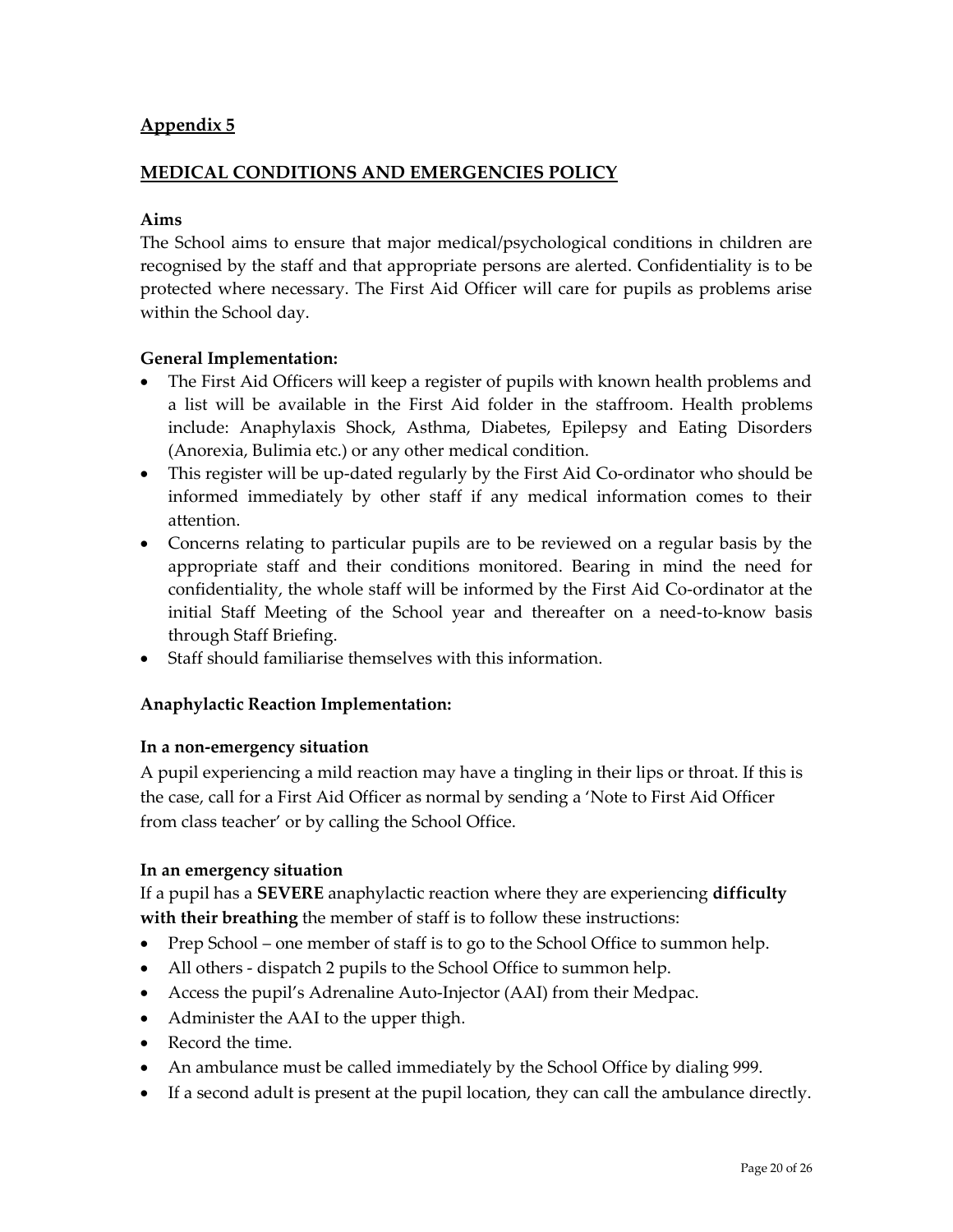## Appendix 5

## MEDICAL CONDITIONS AND EMERGENCIES POLICY

**Aims**

The School aims to ensure that major medical/psychological conditions in children are recognised by the staff and that appropriate persons are alerted. Confidentiality is to be protected where necessary. The First Aid Officer will care for pupils as problems arise within the School day.

**General Implementation:**

- The First Aid Officers will keep a register of pupils with known health problems and a list will be available in the First Aid folder in the staffroom. Health problems include: Anaphylaxis Shock, Asthma, Diabetes, Epilepsy and Eating Disorders (Anorexia, Bulimia etc.) or any other medical condition.
- This register will be up-dated regularly by the First Aid Co-ordinator who should be informed immediately by other staff if any medical information comes to their attention.
- Concerns relating to particular pupils are to be reviewed on a regular basis by the appropriate staff and their conditions monitored. Bearing in mind the need for confidentiality, the whole staff will be informed by the First Aid Co-ordinator at the initial Staff Meeting of the School year and thereafter on a need-to-know basis through Staff Briefing.
- Staff should familiarise themselves with this information.

**Anaphylactic Reaction Implementation:**

**In a non-emergency situation**

A pupil experiencing a mild reaction may have a tingling in their lips or throat. If this is the case, call for a First Aid Officer as normal by sending a 'Note to First Aid Officer from class teacher' or by calling the School Office.

**In an emergency situation**

If a pupil has a **SEVERE** anaphylactic reaction where they are experiencing **difficulty with their breathing** the member of staff is to follow these instructions:

- Prep School – one member of staff is to go to the School Office to summon help.
- All others - dispatch 2 pupils to the School Office to summon help.
- Access the pupil's Adrenaline Auto-Injector (AAI) from their Medpac.
- Administer the AAI to the upper thigh.
- Record the time.
- An ambulance must be called immediately by the School Office by dialing 999.
- If a second adult is present at the pupil location, they can call the ambulance directly.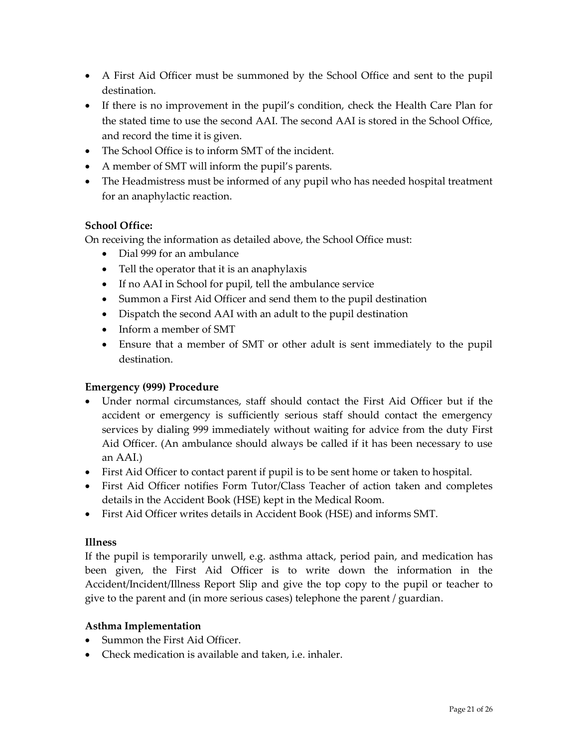- A First Aid Officer must be summoned by the School Office and sent to the pupil destination.
- If there is no improvement in the pupil's condition, check the Health Care Plan for the stated time to use the second AAI. The second AAI is stored in the School Office, and record the time it is given.
- The School Office is to inform SMT of the incident.
- A member of SMT will inform the pupil's parents.
- The Headmistress must be informed of any pupil who has needed hospital treatment for an anaphylactic reaction.

**School Office:**

On receiving the information as detailed above, the School Office must:

- Dial 999 for an ambulance
- Tell the operator that it is an anaphylaxis
- If no AAI in School for pupil, tell the ambulance service
- Summon a First Aid Officer and send them to the pupil destination
- Dispatch the second AAI with an adult to the pupil destination
- Inform a member of SMT
- Ensure that a member of SMT or other adult is sent immediately to the pupil destination.

**Emergency (999) Procedure**

- Under normal circumstances, staff should contact the First Aid Officer but if the accident or emergency is sufficiently serious staff should contact the emergency services by dialing 999 immediately without waiting for advice from the duty First Aid Officer. (An ambulance should always be called if it has been necessary to use an AAI.)
- First Aid Officer to contact parent if pupil is to be sent home or taken to hospital.
- First Aid Officer notifies Form Tutor/Class Teacher of action taken and completes details in the Accident Book (HSE) kept in the Medical Room.
- First Aid Officer writes details in Accident Book (HSE) and informs SMT.

**Illness**

If the pupil is temporarily unwell, e.g. asthma attack, period pain, and medication has been given, the First Aid Officer is to write down the information in the Accident/Incident/Illness Report Slip and give the top copy to the pupil or teacher to give to the parent and (in more serious cases) telephone the parent / guardian.

**Asthma Implementation**

- Summon the First Aid Officer.
- Check medication is available and taken, i.e. inhaler.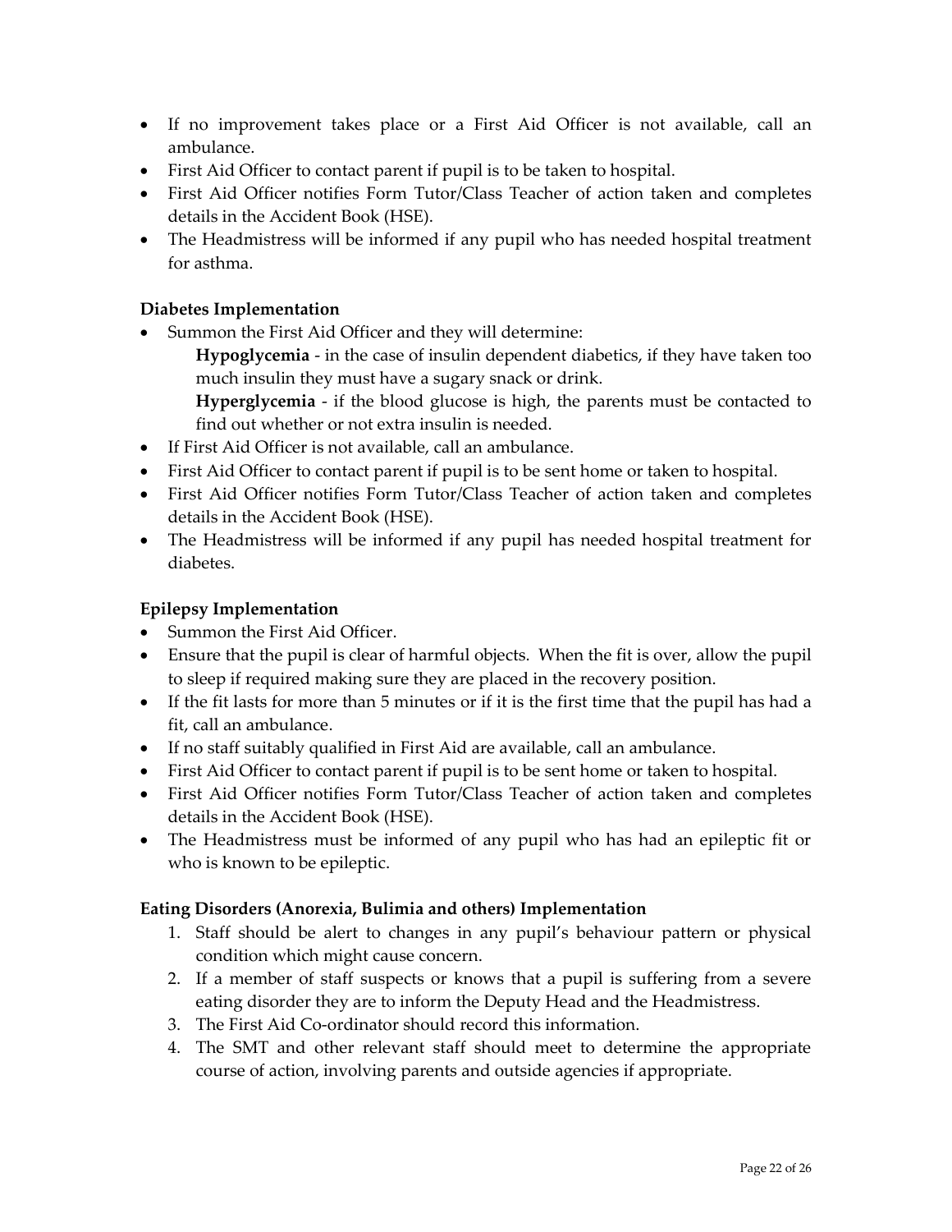- If no improvement takes place or a First Aid Officer is not available, call an ambulance.
- First Aid Officer to contact parent if pupil is to be taken to hospital.
- First Aid Officer notifies Form Tutor/Class Teacher of action taken and completes details in the Accident Book (HSE).
- The Headmistress will be informed if any pupil who has needed hospital treatment for asthma.

**Diabetes Implementation**

- Summon the First Aid Officer and they will determine:

  **Hypoglycemia** - in the case of insulin dependent diabetics, if they have taken too much insulin they must have a sugary snack or drink.

  **Hyperglycemia** - if the blood glucose is high, the parents must be contacted to find out whether or not extra insulin is needed.
- If First Aid Officer is not available, call an ambulance.
- First Aid Officer to contact parent if pupil is to be sent home or taken to hospital.
- First Aid Officer notifies Form Tutor/Class Teacher of action taken and completes details in the Accident Book (HSE).
- The Headmistress will be informed if any pupil has needed hospital treatment for diabetes.

**Epilepsy Implementation**

- Summon the First Aid Officer.
- Ensure that the pupil is clear of harmful objects. When the fit is over, allow the pupil to sleep if required making sure they are placed in the recovery position.
- If the fit lasts for more than 5 minutes or if it is the first time that the pupil has had a fit, call an ambulance.
- If no staff suitably qualified in First Aid are available, call an ambulance.
- First Aid Officer to contact parent if pupil is to be sent home or taken to hospital.
- First Aid Officer notifies Form Tutor/Class Teacher of action taken and completes details in the Accident Book (HSE).
- The Headmistress must be informed of any pupil who has had an epileptic fit or who is known to be epileptic.

**Eating Disorders (Anorexia, Bulimia and others) Implementation**

1. Staff should be alert to changes in any pupil's behaviour pattern or physical condition which might cause concern.
2. If a member of staff suspects or knows that a pupil is suffering from a severe eating disorder they are to inform the Deputy Head and the Headmistress.
3. The First Aid Co-ordinator should record this information.
4. The SMT and other relevant staff should meet to determine the appropriate course of action, involving parents and outside agencies if appropriate.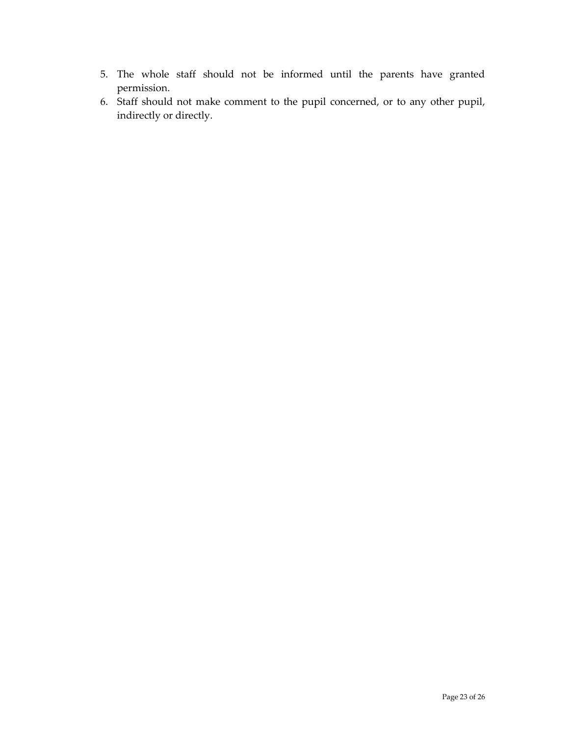5. The whole staff should not be informed until the parents have granted permission.
6. Staff should not make comment to the pupil concerned, or to any other pupil, indirectly or directly.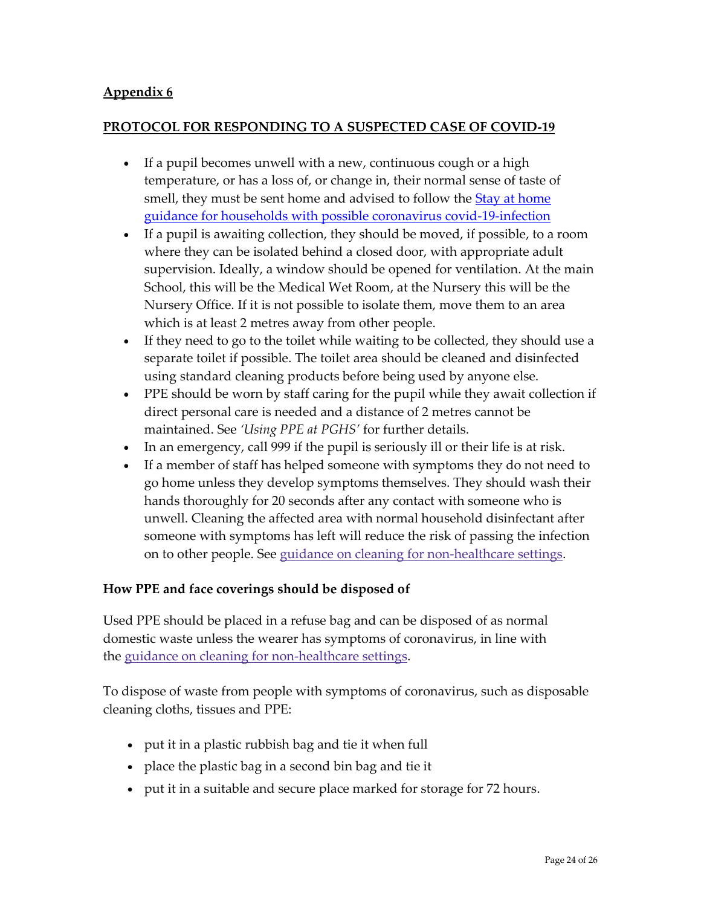**Appendix 6**

**PROTOCOL FOR RESPONDING TO A SUSPECTED CASE OF COVID-19**

- If a pupil becomes unwell with a new, continuous cough or a high temperature, or has a loss of, or change in, their normal sense of taste of smell, they must be sent home and advised to follow the [Stay at home guidance for households with possible coronavirus covid-19-infection]()
- If a pupil is awaiting collection, they should be moved, if possible, to a room where they can be isolated behind a closed door, with appropriate adult supervision. Ideally, a window should be opened for ventilation. At the main School, this will be the Medical Wet Room, at the Nursery this will be the Nursery Office. If it is not possible to isolate them, move them to an area which is at least 2 metres away from other people.
- If they need to go to the toilet while waiting to be collected, they should use a separate toilet if possible. The toilet area should be cleaned and disinfected using standard cleaning products before being used by anyone else.
- PPE should be worn by staff caring for the pupil while they await collection if direct personal care is needed and a distance of 2 metres cannot be maintained. See *'Using PPE at PGHS'* for further details.
- In an emergency, call 999 if the pupil is seriously ill or their life is at risk.
- If a member of staff has helped someone with symptoms they do not need to go home unless they develop symptoms themselves. They should wash their hands thoroughly for 20 seconds after any contact with someone who is unwell. Cleaning the affected area with normal household disinfectant after someone with symptoms has left will reduce the risk of passing the infection on to other people. See [guidance on cleaning for non-healthcare settings]().

**How PPE and face coverings should be disposed of**

Used PPE should be placed in a refuse bag and can be disposed of as normal domestic waste unless the wearer has symptoms of coronavirus, in line with the [guidance on cleaning for non-healthcare settings]().

To dispose of waste from people with symptoms of coronavirus, such as disposable cleaning cloths, tissues and PPE:

- put it in a plastic rubbish bag and tie it when full
- place the plastic bag in a second bin bag and tie it
- put it in a suitable and secure place marked for storage for 72 hours.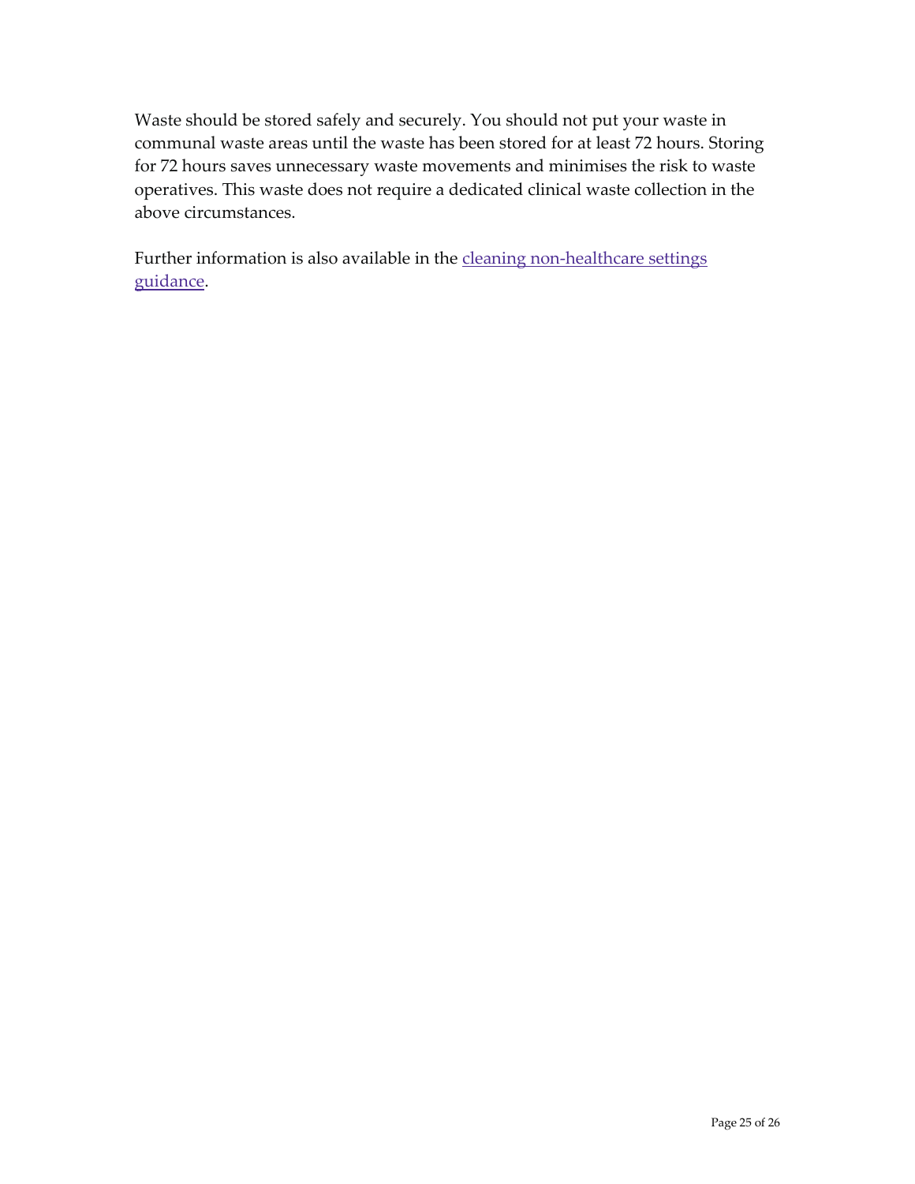Waste should be stored safely and securely. You should not put your waste in communal waste areas until the waste has been stored for at least 72 hours. Storing for 72 hours saves unnecessary waste movements and minimises the risk to waste operatives. This waste does not require a dedicated clinical waste collection in the above circumstances.

Further information is also available in the cleaning non-healthcare settings guidance.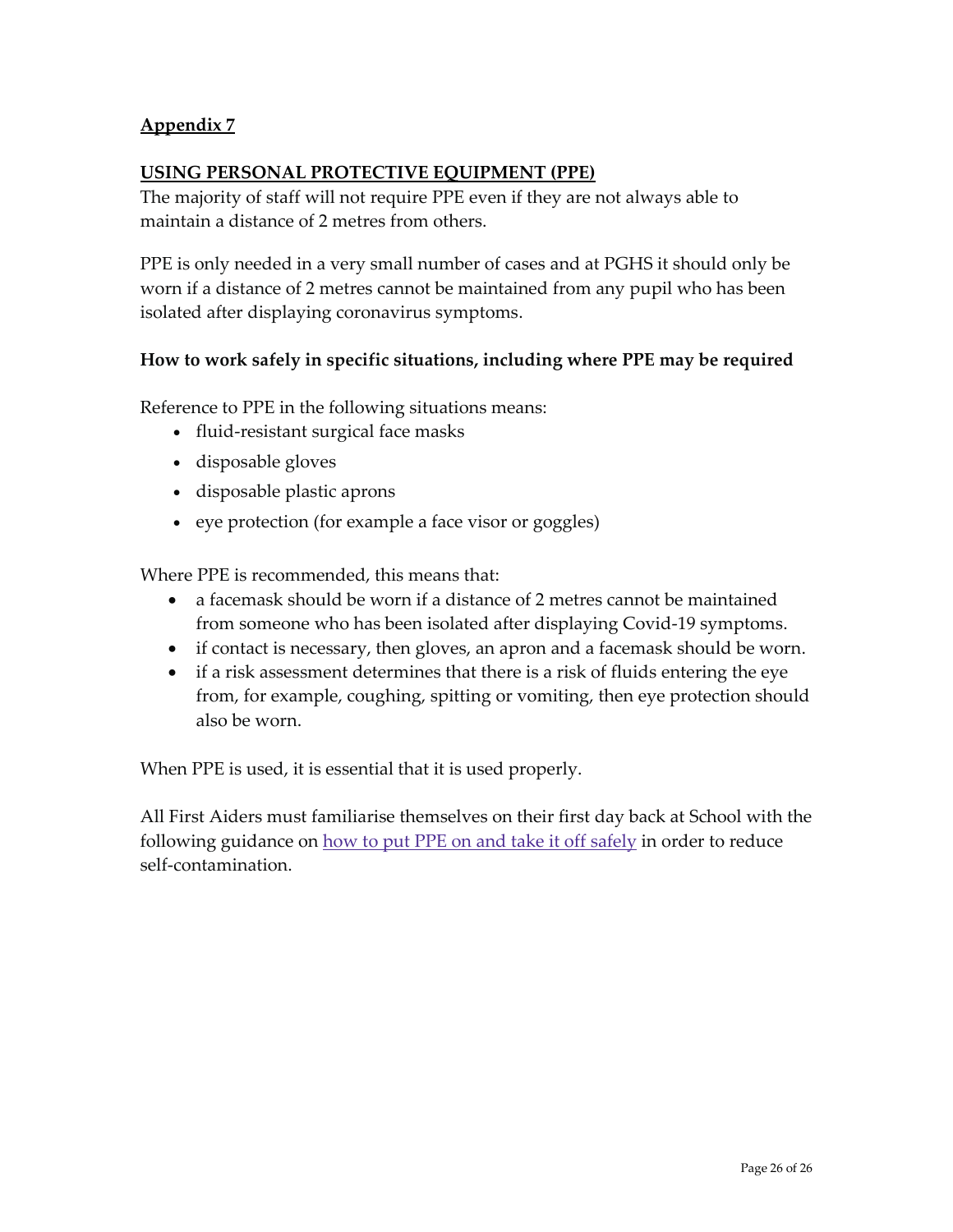## Appendix 7

### USING PERSONAL PROTECTIVE EQUIPMENT (PPE)

The majority of staff will not require PPE even if they are not always able to maintain a distance of 2 metres from others.

PPE is only needed in a very small number of cases and at PGHS it should only be worn if a distance of 2 metres cannot be maintained from any pupil who has been isolated after displaying coronavirus symptoms.

**How to work safely in specific situations, including where PPE may be required**

Reference to PPE in the following situations means:

- fluid-resistant surgical face masks
- disposable gloves
- disposable plastic aprons
- eye protection (for example a face visor or goggles)

Where PPE is recommended, this means that:

- a facemask should be worn if a distance of 2 metres cannot be maintained from someone who has been isolated after displaying Covid-19 symptoms.
- if contact is necessary, then gloves, an apron and a facemask should be worn.
- if a risk assessment determines that there is a risk of fluids entering the eye from, for example, coughing, spitting or vomiting, then eye protection should also be worn.

When PPE is used, it is essential that it is used properly.

All First Aiders must familiarise themselves on their first day back at School with the following guidance on how to put PPE on and take it off safely in order to reduce self-contamination.